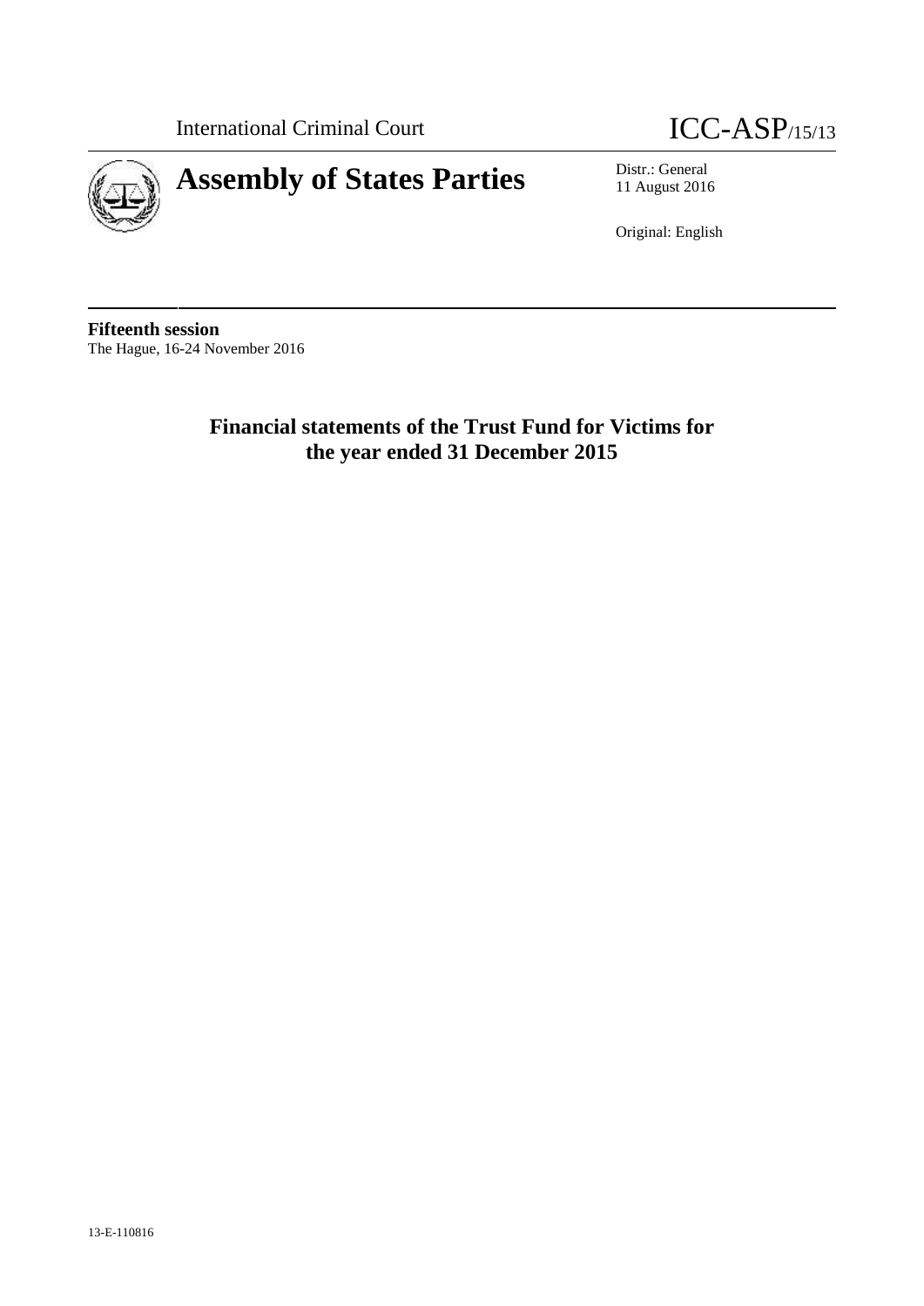International Criminal Court

ICC-ASP/15/13

# Assembly of States Parties

Distr.: General
11 August 2016

Original: English

**Fifteenth session**
The Hague, 16-24 November 2016

## Financial statements of the Trust Fund for Victims for the year ended 31 December 2015

13-E-110816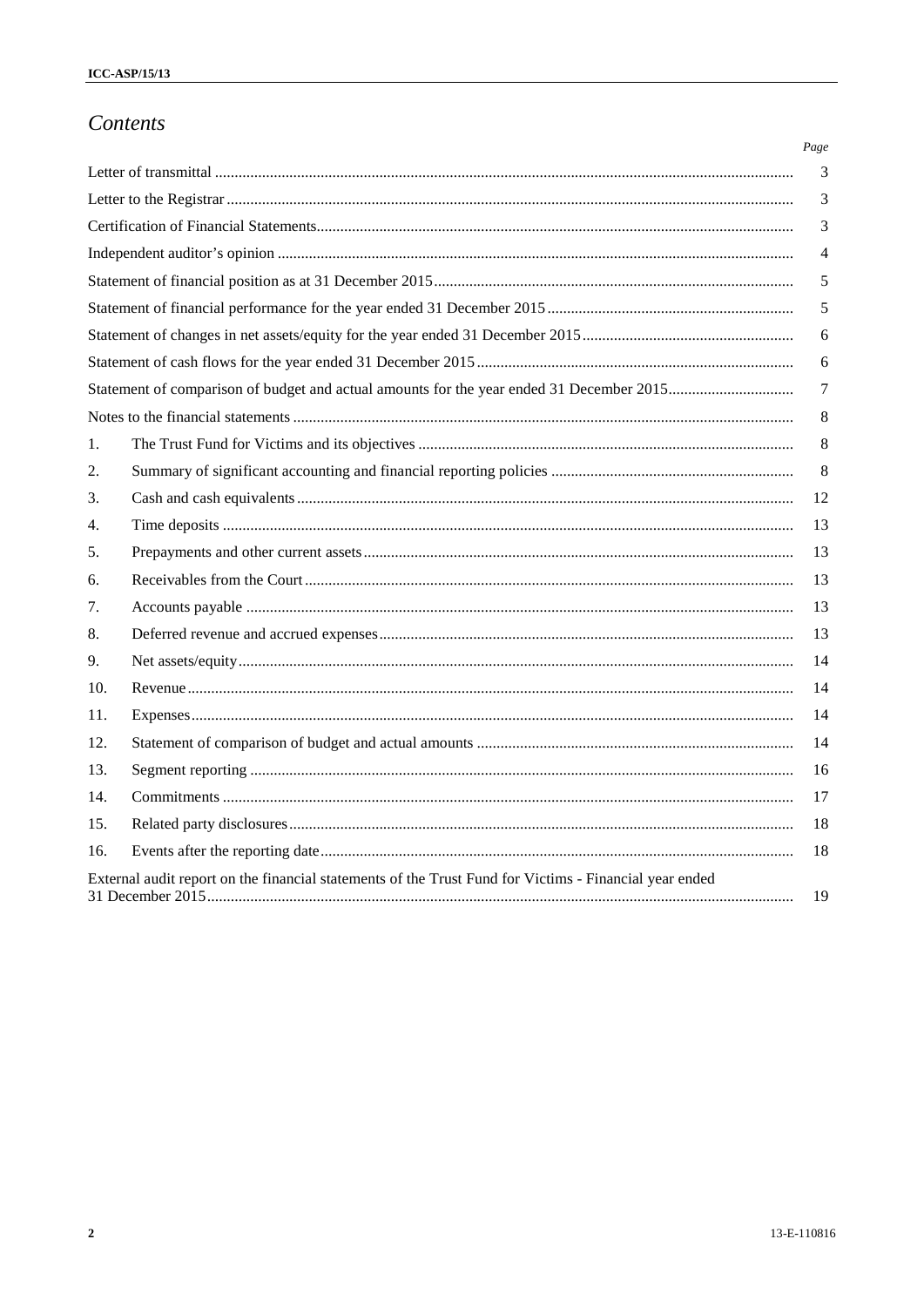# *Contents*

| | | *Page* |
|---|---|---|
| Letter of transmittal | | 3 |
| Letter to the Registrar | | 3 |
| Certification of Financial Statements | | 3 |
| Independent auditor's opinion | | 4 |
| Statement of financial position as at 31 December 2015 | | 5 |
| Statement of financial performance for the year ended 31 December 2015 | | 5 |
| Statement of changes in net assets/equity for the year ended 31 December 2015 | | 6 |
| Statement of cash flows for the year ended 31 December 2015 | | 6 |
| Statement of comparison of budget and actual amounts for the year ended 31 December 2015 | | 7 |
| Notes to the financial statements | | 8 |
| 1. | The Trust Fund for Victims and its objectives | 8 |
| 2. | Summary of significant accounting and financial reporting policies | 8 |
| 3. | Cash and cash equivalents | 12 |
| 4. | Time deposits | 13 |
| 5. | Prepayments and other current assets | 13 |
| 6. | Receivables from the Court | 13 |
| 7. | Accounts payable | 13 |
| 8. | Deferred revenue and accrued expenses | 13 |
| 9. | Net assets/equity | 14 |
| 10. | Revenue | 14 |
| 11. | Expenses | 14 |
| 12. | Statement of comparison of budget and actual amounts | 14 |
| 13. | Segment reporting | 16 |
| 14. | Commitments | 17 |
| 15. | Related party disclosures | 18 |
| 16. | Events after the reporting date | 18 |
| External audit report on the financial statements of the Trust Fund for Victims - Financial year ended 31 December 2015 | | 19 |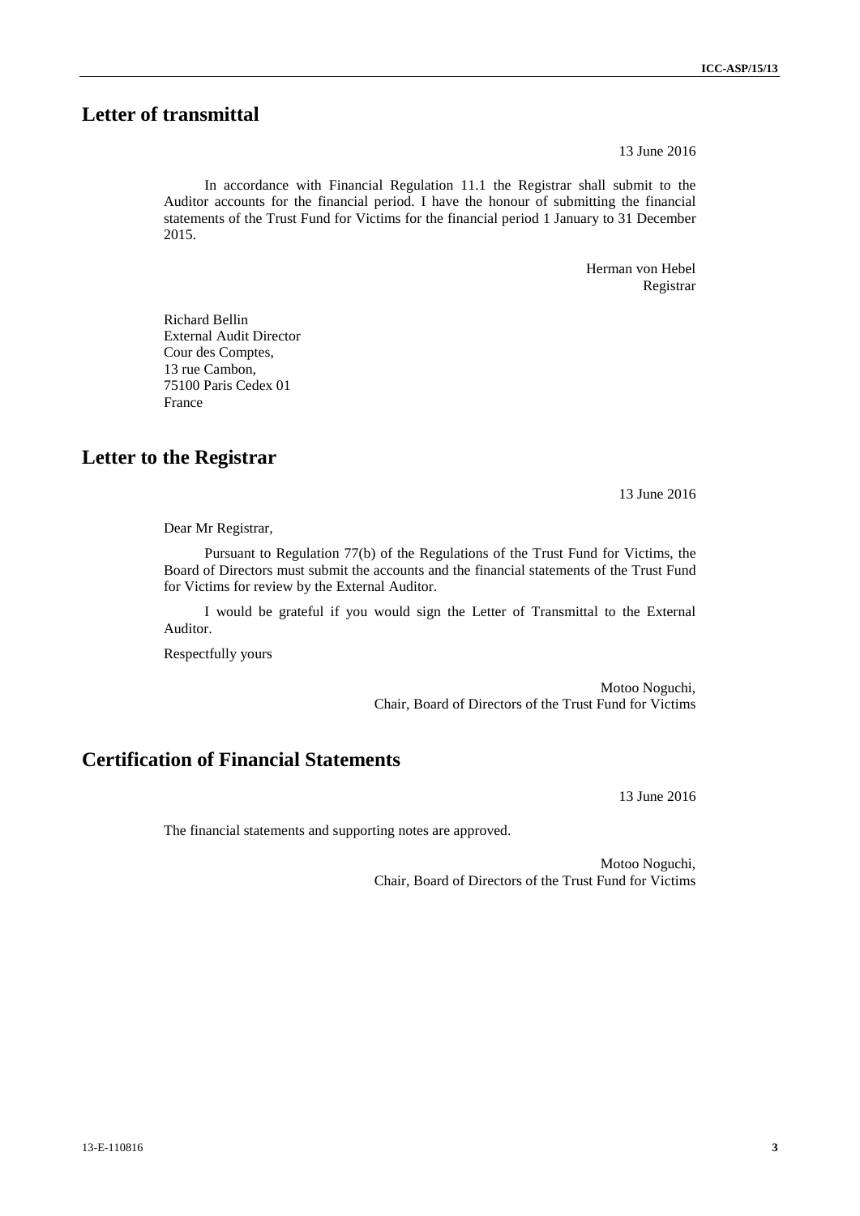# Letter of transmittal

13 June 2016

In accordance with Financial Regulation 11.1 the Registrar shall submit to the Auditor accounts for the financial period. I have the honour of submitting the financial statements of the Trust Fund for Victims for the financial period 1 January to 31 December 2015.

Herman von Hebel
Registrar

Richard Bellin
External Audit Director
Cour des Comptes,
13 rue Cambon,
75100 Paris Cedex 01
France

# Letter to the Registrar

13 June 2016

Dear Mr Registrar,

Pursuant to Regulation 77(b) of the Regulations of the Trust Fund for Victims, the Board of Directors must submit the accounts and the financial statements of the Trust Fund for Victims for review by the External Auditor.

I would be grateful if you would sign the Letter of Transmittal to the External Auditor.

Respectfully yours

Motoo Noguchi,
Chair, Board of Directors of the Trust Fund for Victims

# Certification of Financial Statements

13 June 2016

The financial statements and supporting notes are approved.

Motoo Noguchi,
Chair, Board of Directors of the Trust Fund for Victims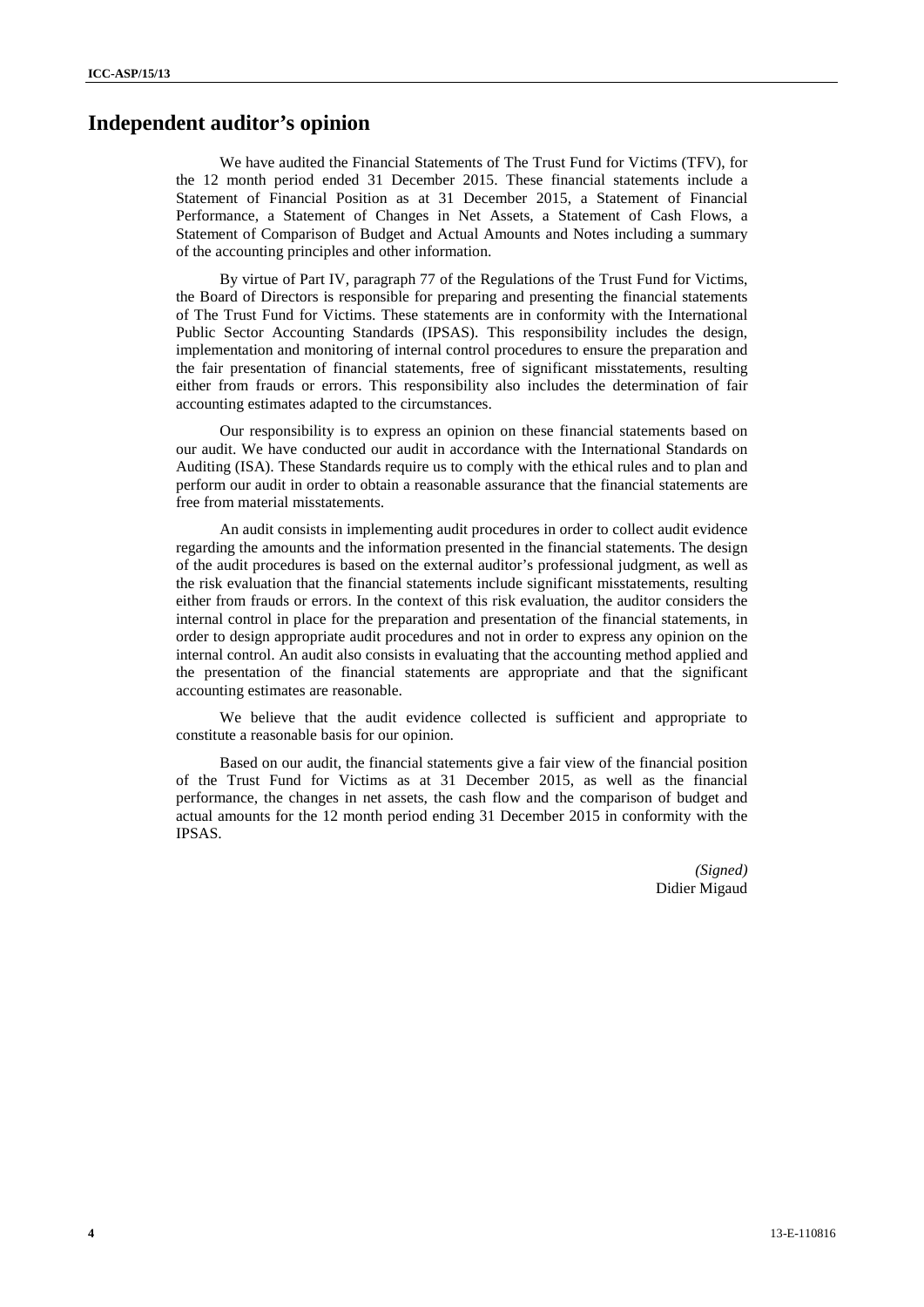# Independent auditor's opinion

We have audited the Financial Statements of The Trust Fund for Victims (TFV), for the 12 month period ended 31 December 2015. These financial statements include a Statement of Financial Position as at 31 December 2015, a Statement of Financial Performance, a Statement of Changes in Net Assets, a Statement of Cash Flows, a Statement of Comparison of Budget and Actual Amounts and Notes including a summary of the accounting principles and other information.

By virtue of Part IV, paragraph 77 of the Regulations of the Trust Fund for Victims, the Board of Directors is responsible for preparing and presenting the financial statements of The Trust Fund for Victims. These statements are in conformity with the International Public Sector Accounting Standards (IPSAS). This responsibility includes the design, implementation and monitoring of internal control procedures to ensure the preparation and the fair presentation of financial statements, free of significant misstatements, resulting either from frauds or errors. This responsibility also includes the determination of fair accounting estimates adapted to the circumstances.

Our responsibility is to express an opinion on these financial statements based on our audit. We have conducted our audit in accordance with the International Standards on Auditing (ISA). These Standards require us to comply with the ethical rules and to plan and perform our audit in order to obtain a reasonable assurance that the financial statements are free from material misstatements.

An audit consists in implementing audit procedures in order to collect audit evidence regarding the amounts and the information presented in the financial statements. The design of the audit procedures is based on the external auditor's professional judgment, as well as the risk evaluation that the financial statements include significant misstatements, resulting either from frauds or errors. In the context of this risk evaluation, the auditor considers the internal control in place for the preparation and presentation of the financial statements, in order to design appropriate audit procedures and not in order to express any opinion on the internal control. An audit also consists in evaluating that the accounting method applied and the presentation of the financial statements are appropriate and that the significant accounting estimates are reasonable.

We believe that the audit evidence collected is sufficient and appropriate to constitute a reasonable basis for our opinion.

Based on our audit, the financial statements give a fair view of the financial position of the Trust Fund for Victims as at 31 December 2015, as well as the financial performance, the changes in net assets, the cash flow and the comparison of budget and actual amounts for the 12 month period ending 31 December 2015 in conformity with the IPSAS.

*(Signed)*
Didier Migaud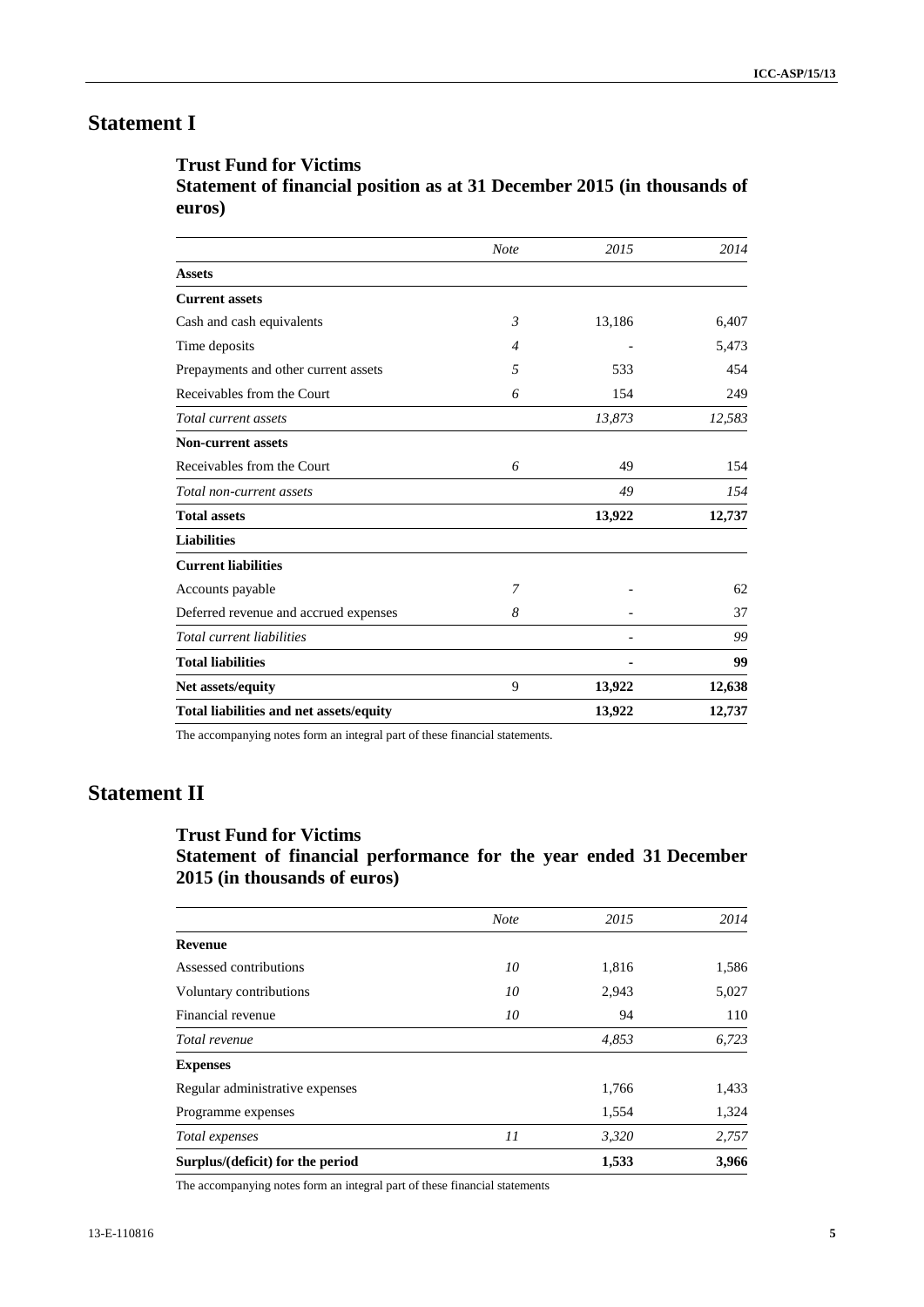# Statement I

## Trust Fund for Victims
## Statement of financial position as at 31 December 2015 (in thousands of euros)

| | *Note* | *2015* | *2014* |
|---|---|---|---|
| **Assets** | | | |
| **Current assets** | | | |
| Cash and cash equivalents | *3* | 13,186 | 6,407 |
| Time deposits | *4* | - | 5,473 |
| Prepayments and other current assets | *5* | 533 | 454 |
| Receivables from the Court | *6* | 154 | 249 |
| *Total current assets* | | *13,873* | *12,583* |
| **Non-current assets** | | | |
| Receivables from the Court | *6* | 49 | 154 |
| *Total non-current assets* | | *49* | *154* |
| **Total assets** | | **13,922** | **12,737** |
| **Liabilities** | | | |
| **Current liabilities** | | | |
| Accounts payable | *7* | - | 62 |
| Deferred revenue and accrued expenses | *8* | - | 37 |
| *Total current liabilities* | | - | *99* |
| **Total liabilities** | | **-** | **99** |
| **Net assets/equity** | 9 | **13,922** | **12,638** |
| **Total liabilities and net assets/equity** | | **13,922** | **12,737** |

The accompanying notes form an integral part of these financial statements.

# Statement II

## Trust Fund for Victims
## Statement of financial performance for the year ended 31 December 2015 (in thousands of euros)

| | *Note* | *2015* | *2014* |
|---|---|---|---|
| **Revenue** | | | |
| Assessed contributions | *10* | 1,816 | 1,586 |
| Voluntary contributions | *10* | 2,943 | 5,027 |
| Financial revenue | *10* | 94 | 110 |
| *Total revenue* | | *4,853* | *6,723* |
| **Expenses** | | | |
| Regular administrative expenses | | 1,766 | 1,433 |
| Programme expenses | | 1,554 | 1,324 |
| *Total expenses* | *11* | *3,320* | *2,757* |
| **Surplus/(deficit) for the period** | | **1,533** | **3,966** |

The accompanying notes form an integral part of these financial statements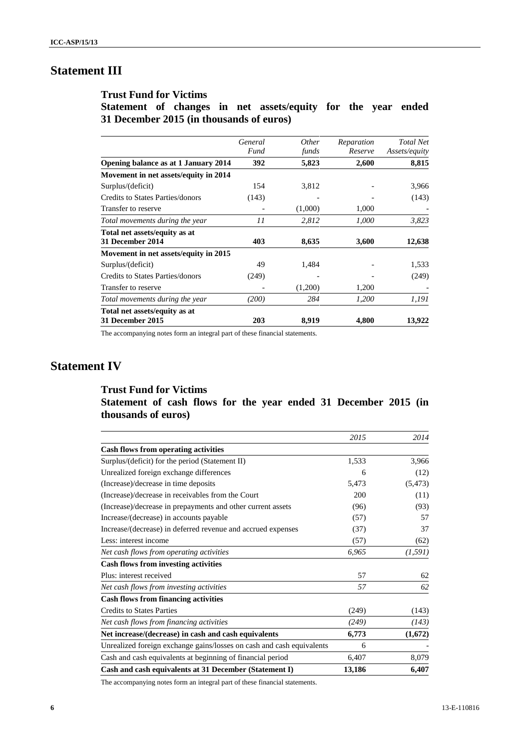# Statement III

## Trust Fund for Victims

## Statement of changes in net assets/equity for the year ended 31 December 2015 (in thousands of euros)

| | *General Fund* | *Other funds* | *Reparation Reserve* | *Total Net Assets/equity* |
|---|---|---|---|---|
| **Opening balance as at 1 January 2014** | **392** | **5,823** | **2,600** | **8,815** |
| **Movement in net assets/equity in 2014** | | | | |
| Surplus/(deficit) | 154 | 3,812 | - | 3,966 |
| Credits to States Parties/donors | (143) | - | - | (143) |
| Transfer to reserve | - | (1,000) | 1,000 | - |
| *Total movements during the year* | *11* | *2,812* | *1,000* | *3,823* |
| **Total net assets/equity as at 31 December 2014** | **403** | **8,635** | **3,600** | **12,638** |
| **Movement in net assets/equity in 2015** | | | | |
| Surplus/(deficit) | 49 | 1,484 | - | 1,533 |
| Credits to States Parties/donors | (249) | - | - | (249) |
| Transfer to reserve | - | (1,200) | 1,200 | - |
| *Total movements during the year* | *(200)* | *284* | *1,200* | *1,191* |
| **Total net assets/equity as at 31 December 2015** | **203** | **8,919** | **4,800** | **13,922** |

The accompanying notes form an integral part of these financial statements.

# Statement IV

## Trust Fund for Victims

## Statement of cash flows for the year ended 31 December 2015 (in thousands of euros)

| | *2015* | *2014* |
|---|---|---|
| **Cash flows from operating activities** | | |
| Surplus/(deficit) for the period (Statement II) | 1,533 | 3,966 |
| Unrealized foreign exchange differences | 6 | (12) |
| (Increase)/decrease in time deposits | 5,473 | (5,473) |
| (Increase)/decrease in receivables from the Court | 200 | (11) |
| (Increase)/decrease in prepayments and other current assets | (96) | (93) |
| Increase/(decrease) in accounts payable | (57) | 57 |
| Increase/(decrease) in deferred revenue and accrued expenses | (37) | 37 |
| Less: interest income | (57) | (62) |
| *Net cash flows from operating activities* | *6,965* | *(1,591)* |
| **Cash flows from investing activities** | | |
| Plus: interest received | 57 | 62 |
| *Net cash flows from investing activities* | *57* | *62* |
| **Cash flows from financing activities** | | |
| Credits to States Parties | (249) | (143) |
| *Net cash flows from financing activities* | *(249)* | *(143)* |
| **Net increase/(decrease) in cash and cash equivalents** | **6,773** | **(1,672)** |
| Unrealized foreign exchange gains/losses on cash and cash equivalents | 6 | - |
| Cash and cash equivalents at beginning of financial period | 6,407 | 8,079 |
| **Cash and cash equivalents at 31 December (Statement I)** | **13,186** | **6,407** |

The accompanying notes form an integral part of these financial statements.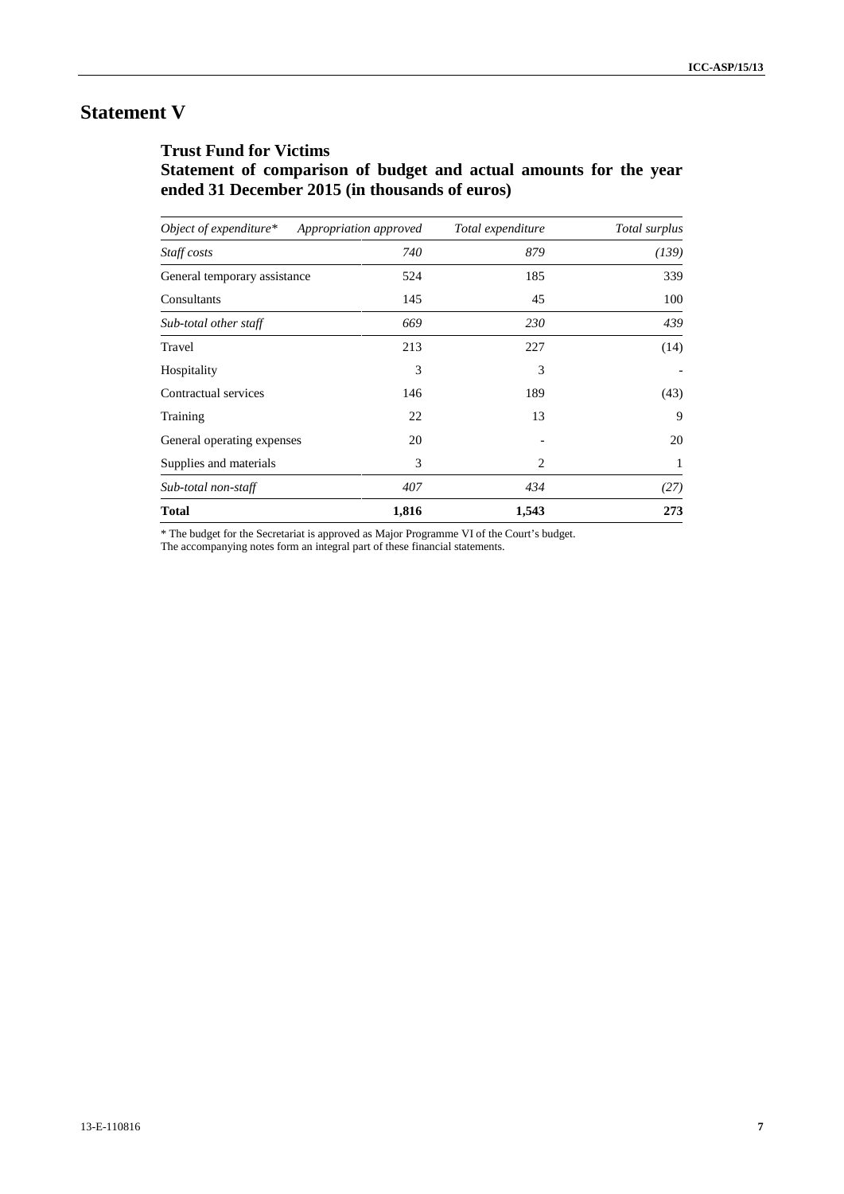# Statement V

## Trust Fund for Victims

## Statement of comparison of budget and actual amounts for the year ended 31 December 2015 (in thousands of euros)

| *Object of expenditure\** | *Appropriation approved* | *Total expenditure* | *Total surplus* |
|---|---|---|---|
| *Staff costs* | *740* | *879* | *(139)* |
| General temporary assistance | 524 | 185 | 339 |
| Consultants | 145 | 45 | 100 |
| *Sub-total other staff* | *669* | *230* | *439* |
| Travel | 213 | 227 | (14) |
| Hospitality | 3 | 3 | - |
| Contractual services | 146 | 189 | (43) |
| Training | 22 | 13 | 9 |
| General operating expenses | 20 | - | 20 |
| Supplies and materials | 3 | 2 | 1 |
| *Sub-total non-staff* | *407* | *434* | *(27)* |
| **Total** | **1,816** | **1,543** | **273** |

\* The budget for the Secretariat is approved as Major Programme VI of the Court's budget.
The accompanying notes form an integral part of these financial statements.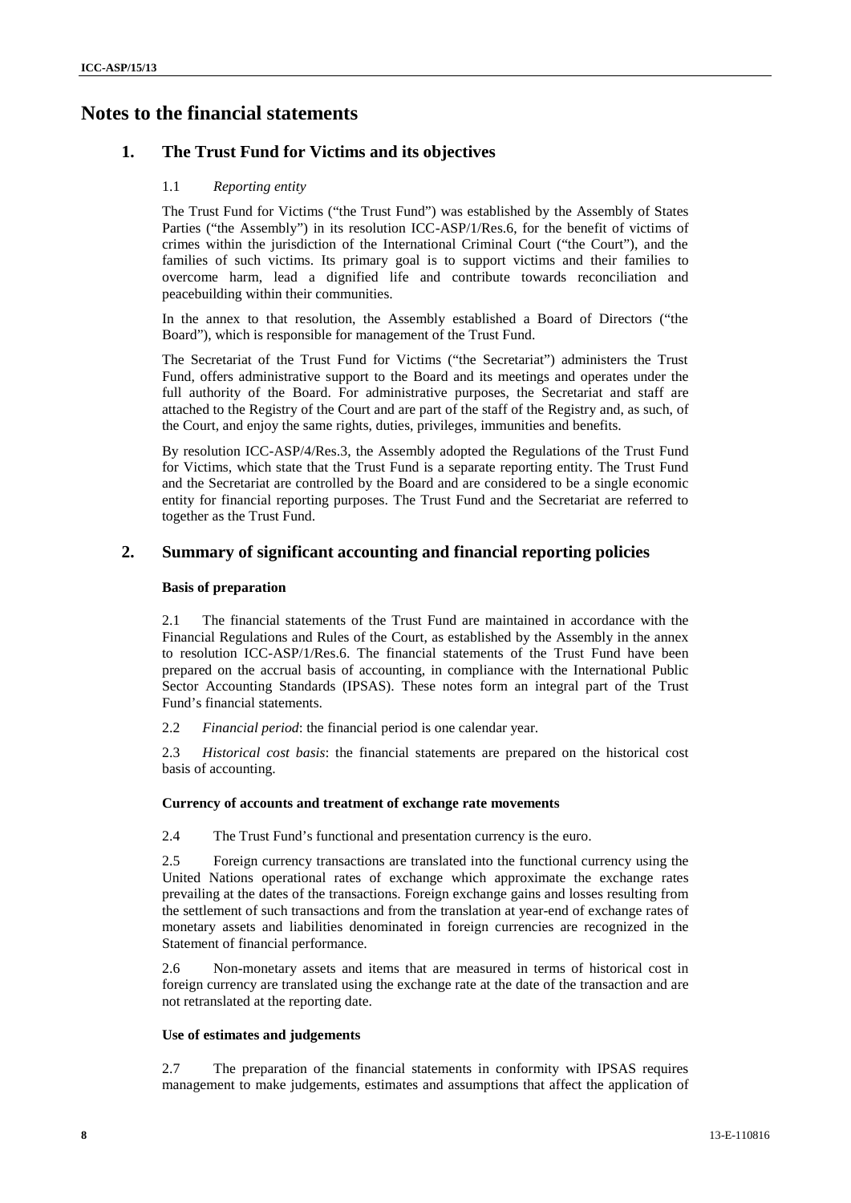# Notes to the financial statements

## 1. The Trust Fund for Victims and its objectives

1.1 *Reporting entity*

The Trust Fund for Victims ("the Trust Fund") was established by the Assembly of States Parties ("the Assembly") in its resolution ICC-ASP/1/Res.6, for the benefit of victims of crimes within the jurisdiction of the International Criminal Court ("the Court"), and the families of such victims. Its primary goal is to support victims and their families to overcome harm, lead a dignified life and contribute towards reconciliation and peacebuilding within their communities.

In the annex to that resolution, the Assembly established a Board of Directors ("the Board"), which is responsible for management of the Trust Fund.

The Secretariat of the Trust Fund for Victims ("the Secretariat") administers the Trust Fund, offers administrative support to the Board and its meetings and operates under the full authority of the Board. For administrative purposes, the Secretariat and staff are attached to the Registry of the Court and are part of the staff of the Registry and, as such, of the Court, and enjoy the same rights, duties, privileges, immunities and benefits.

By resolution ICC-ASP/4/Res.3, the Assembly adopted the Regulations of the Trust Fund for Victims, which state that the Trust Fund is a separate reporting entity. The Trust Fund and the Secretariat are controlled by the Board and are considered to be a single economic entity for financial reporting purposes. The Trust Fund and the Secretariat are referred to together as the Trust Fund.

## 2. Summary of significant accounting and financial reporting policies

### Basis of preparation

2.1 The financial statements of the Trust Fund are maintained in accordance with the Financial Regulations and Rules of the Court, as established by the Assembly in the annex to resolution ICC-ASP/1/Res.6. The financial statements of the Trust Fund have been prepared on the accrual basis of accounting, in compliance with the International Public Sector Accounting Standards (IPSAS). These notes form an integral part of the Trust Fund's financial statements.

2.2 *Financial period*: the financial period is one calendar year.

2.3 *Historical cost basis*: the financial statements are prepared on the historical cost basis of accounting.

### Currency of accounts and treatment of exchange rate movements

2.4 The Trust Fund's functional and presentation currency is the euro.

2.5 Foreign currency transactions are translated into the functional currency using the United Nations operational rates of exchange which approximate the exchange rates prevailing at the dates of the transactions. Foreign exchange gains and losses resulting from the settlement of such transactions and from the translation at year-end of exchange rates of monetary assets and liabilities denominated in foreign currencies are recognized in the Statement of financial performance.

2.6 Non-monetary assets and items that are measured in terms of historical cost in foreign currency are translated using the exchange rate at the date of the transaction and are not retranslated at the reporting date.

### Use of estimates and judgements

2.7 The preparation of the financial statements in conformity with IPSAS requires management to make judgements, estimates and assumptions that affect the application of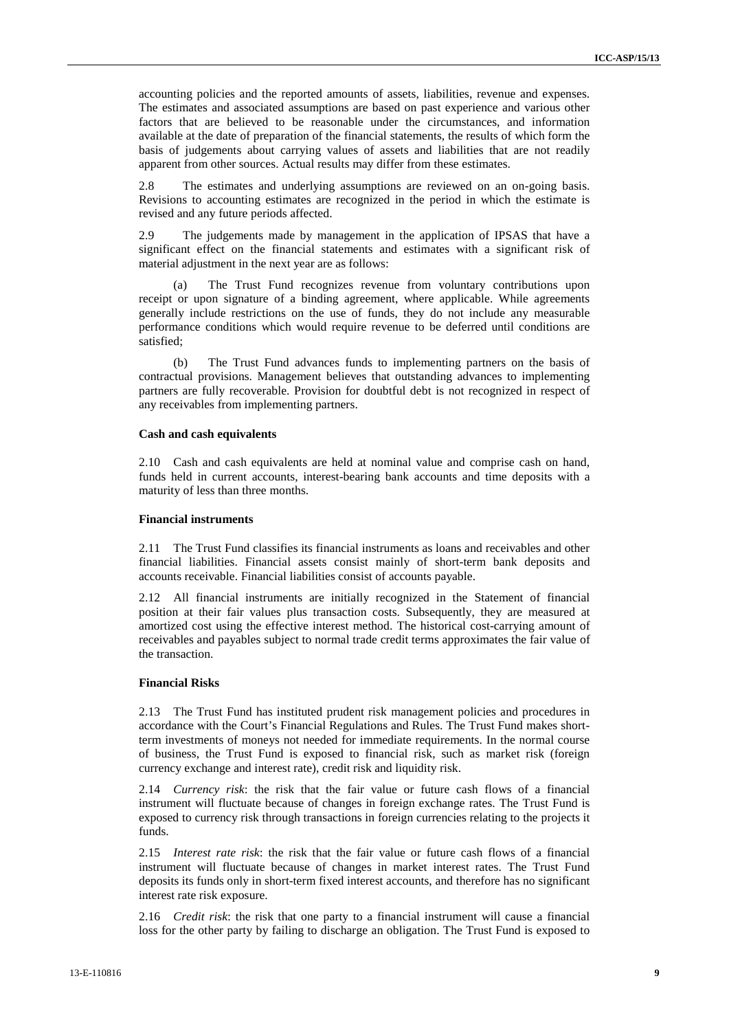accounting policies and the reported amounts of assets, liabilities, revenue and expenses. The estimates and associated assumptions are based on past experience and various other factors that are believed to be reasonable under the circumstances, and information available at the date of preparation of the financial statements, the results of which form the basis of judgements about carrying values of assets and liabilities that are not readily apparent from other sources. Actual results may differ from these estimates.

2.8 The estimates and underlying assumptions are reviewed on an on-going basis. Revisions to accounting estimates are recognized in the period in which the estimate is revised and any future periods affected.

2.9 The judgements made by management in the application of IPSAS that have a significant effect on the financial statements and estimates with a significant risk of material adjustment in the next year are as follows:

(a) The Trust Fund recognizes revenue from voluntary contributions upon receipt or upon signature of a binding agreement, where applicable. While agreements generally include restrictions on the use of funds, they do not include any measurable performance conditions which would require revenue to be deferred until conditions are satisfied;

(b) The Trust Fund advances funds to implementing partners on the basis of contractual provisions. Management believes that outstanding advances to implementing partners are fully recoverable. Provision for doubtful debt is not recognized in respect of any receivables from implementing partners.

**Cash and cash equivalents**

2.10 Cash and cash equivalents are held at nominal value and comprise cash on hand, funds held in current accounts, interest-bearing bank accounts and time deposits with a maturity of less than three months.

**Financial instruments**

2.11 The Trust Fund classifies its financial instruments as loans and receivables and other financial liabilities. Financial assets consist mainly of short-term bank deposits and accounts receivable. Financial liabilities consist of accounts payable.

2.12 All financial instruments are initially recognized in the Statement of financial position at their fair values plus transaction costs. Subsequently, they are measured at amortized cost using the effective interest method. The historical cost-carrying amount of receivables and payables subject to normal trade credit terms approximates the fair value of the transaction.

**Financial Risks**

2.13 The Trust Fund has instituted prudent risk management policies and procedures in accordance with the Court's Financial Regulations and Rules. The Trust Fund makes short-term investments of moneys not needed for immediate requirements. In the normal course of business, the Trust Fund is exposed to financial risk, such as market risk (foreign currency exchange and interest rate), credit risk and liquidity risk.

2.14 *Currency risk*: the risk that the fair value or future cash flows of a financial instrument will fluctuate because of changes in foreign exchange rates. The Trust Fund is exposed to currency risk through transactions in foreign currencies relating to the projects it funds.

2.15 *Interest rate risk*: the risk that the fair value or future cash flows of a financial instrument will fluctuate because of changes in market interest rates. The Trust Fund deposits its funds only in short-term fixed interest accounts, and therefore has no significant interest rate risk exposure.

2.16 *Credit risk*: the risk that one party to a financial instrument will cause a financial loss for the other party by failing to discharge an obligation. The Trust Fund is exposed to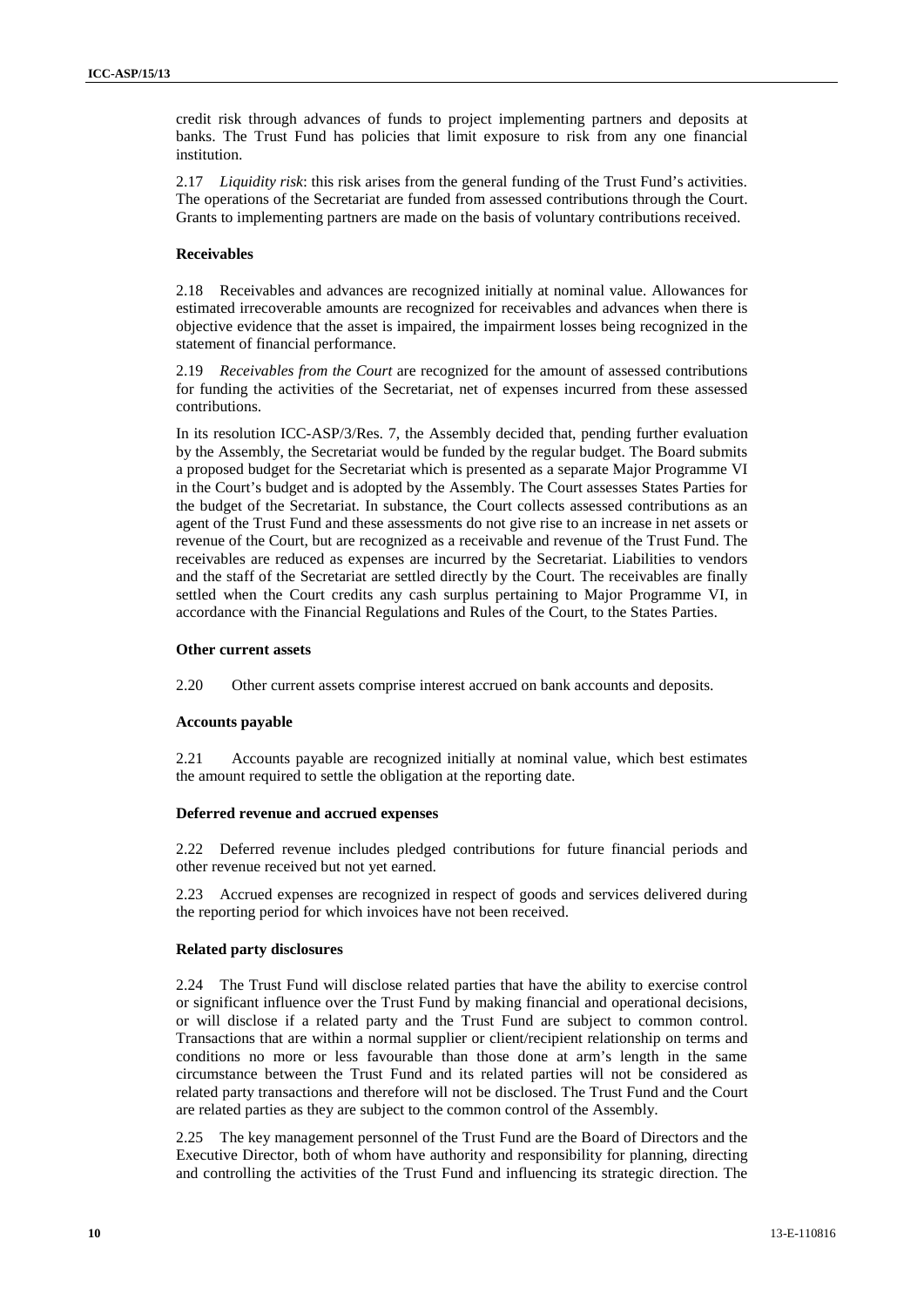credit risk through advances of funds to project implementing partners and deposits at banks. The Trust Fund has policies that limit exposure to risk from any one financial institution.

2.17 *Liquidity risk*: this risk arises from the general funding of the Trust Fund's activities. The operations of the Secretariat are funded from assessed contributions through the Court. Grants to implementing partners are made on the basis of voluntary contributions received.

#### Receivables

2.18 Receivables and advances are recognized initially at nominal value. Allowances for estimated irrecoverable amounts are recognized for receivables and advances when there is objective evidence that the asset is impaired, the impairment losses being recognized in the statement of financial performance.

2.19 *Receivables from the Court* are recognized for the amount of assessed contributions for funding the activities of the Secretariat, net of expenses incurred from these assessed contributions.

In its resolution ICC-ASP/3/Res. 7, the Assembly decided that, pending further evaluation by the Assembly, the Secretariat would be funded by the regular budget. The Board submits a proposed budget for the Secretariat which is presented as a separate Major Programme VI in the Court's budget and is adopted by the Assembly. The Court assesses States Parties for the budget of the Secretariat. In substance, the Court collects assessed contributions as an agent of the Trust Fund and these assessments do not give rise to an increase in net assets or revenue of the Court, but are recognized as a receivable and revenue of the Trust Fund. The receivables are reduced as expenses are incurred by the Secretariat. Liabilities to vendors and the staff of the Secretariat are settled directly by the Court. The receivables are finally settled when the Court credits any cash surplus pertaining to Major Programme VI, in accordance with the Financial Regulations and Rules of the Court, to the States Parties.

#### Other current assets

2.20 Other current assets comprise interest accrued on bank accounts and deposits.

#### Accounts payable

2.21 Accounts payable are recognized initially at nominal value, which best estimates the amount required to settle the obligation at the reporting date.

#### Deferred revenue and accrued expenses

2.22 Deferred revenue includes pledged contributions for future financial periods and other revenue received but not yet earned.

2.23 Accrued expenses are recognized in respect of goods and services delivered during the reporting period for which invoices have not been received.

#### Related party disclosures

2.24 The Trust Fund will disclose related parties that have the ability to exercise control or significant influence over the Trust Fund by making financial and operational decisions, or will disclose if a related party and the Trust Fund are subject to common control. Transactions that are within a normal supplier or client/recipient relationship on terms and conditions no more or less favourable than those done at arm's length in the same circumstance between the Trust Fund and its related parties will not be considered as related party transactions and therefore will not be disclosed. The Trust Fund and the Court are related parties as they are subject to the common control of the Assembly.

2.25 The key management personnel of the Trust Fund are the Board of Directors and the Executive Director, both of whom have authority and responsibility for planning, directing and controlling the activities of the Trust Fund and influencing its strategic direction. The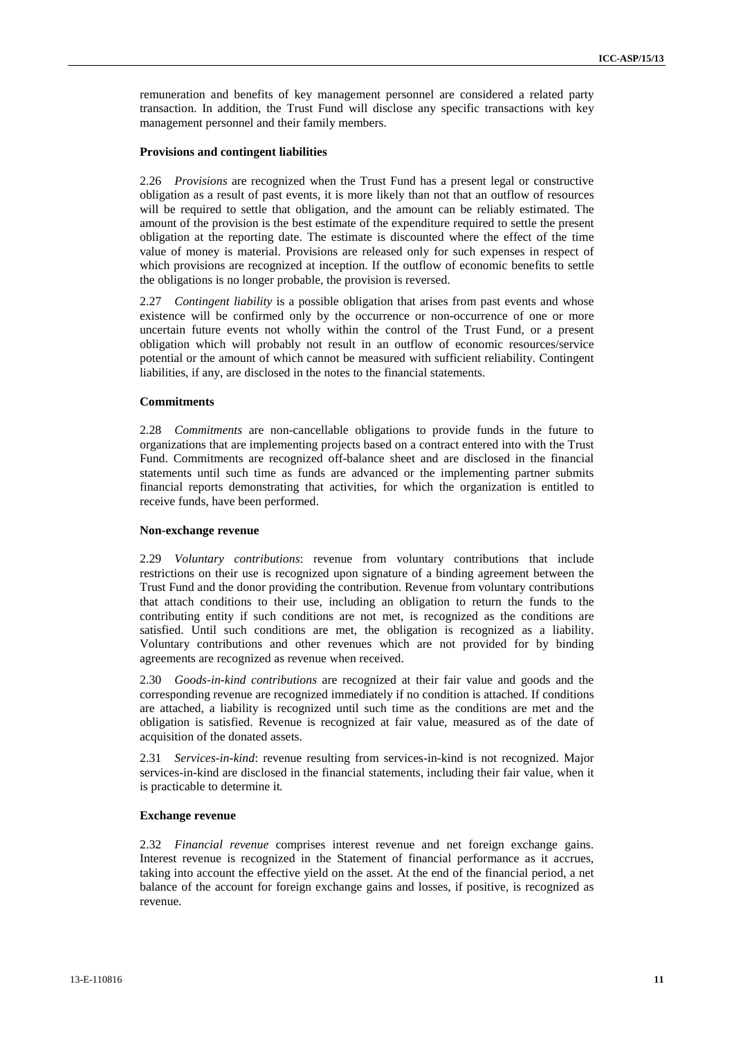remuneration and benefits of key management personnel are considered a related party transaction. In addition, the Trust Fund will disclose any specific transactions with key management personnel and their family members.

### Provisions and contingent liabilities

2.26 *Provisions* are recognized when the Trust Fund has a present legal or constructive obligation as a result of past events, it is more likely than not that an outflow of resources will be required to settle that obligation, and the amount can be reliably estimated. The amount of the provision is the best estimate of the expenditure required to settle the present obligation at the reporting date. The estimate is discounted where the effect of the time value of money is material. Provisions are released only for such expenses in respect of which provisions are recognized at inception. If the outflow of economic benefits to settle the obligations is no longer probable, the provision is reversed.

2.27 *Contingent liability* is a possible obligation that arises from past events and whose existence will be confirmed only by the occurrence or non-occurrence of one or more uncertain future events not wholly within the control of the Trust Fund, or a present obligation which will probably not result in an outflow of economic resources/service potential or the amount of which cannot be measured with sufficient reliability. Contingent liabilities, if any, are disclosed in the notes to the financial statements.

### Commitments

2.28 *Commitments* are non-cancellable obligations to provide funds in the future to organizations that are implementing projects based on a contract entered into with the Trust Fund. Commitments are recognized off-balance sheet and are disclosed in the financial statements until such time as funds are advanced or the implementing partner submits financial reports demonstrating that activities, for which the organization is entitled to receive funds, have been performed.

### Non-exchange revenue

2.29 *Voluntary contributions*: revenue from voluntary contributions that include restrictions on their use is recognized upon signature of a binding agreement between the Trust Fund and the donor providing the contribution. Revenue from voluntary contributions that attach conditions to their use, including an obligation to return the funds to the contributing entity if such conditions are not met, is recognized as the conditions are satisfied. Until such conditions are met, the obligation is recognized as a liability. Voluntary contributions and other revenues which are not provided for by binding agreements are recognized as revenue when received.

2.30 *Goods-in-kind contributions* are recognized at their fair value and goods and the corresponding revenue are recognized immediately if no condition is attached. If conditions are attached, a liability is recognized until such time as the conditions are met and the obligation is satisfied. Revenue is recognized at fair value, measured as of the date of acquisition of the donated assets.

2.31 *Services-in-kind*: revenue resulting from services-in-kind is not recognized. Major services-in-kind are disclosed in the financial statements, including their fair value, when it is practicable to determine it.

### Exchange revenue

2.32 *Financial revenue* comprises interest revenue and net foreign exchange gains. Interest revenue is recognized in the Statement of financial performance as it accrues, taking into account the effective yield on the asset. At the end of the financial period, a net balance of the account for foreign exchange gains and losses, if positive, is recognized as revenue.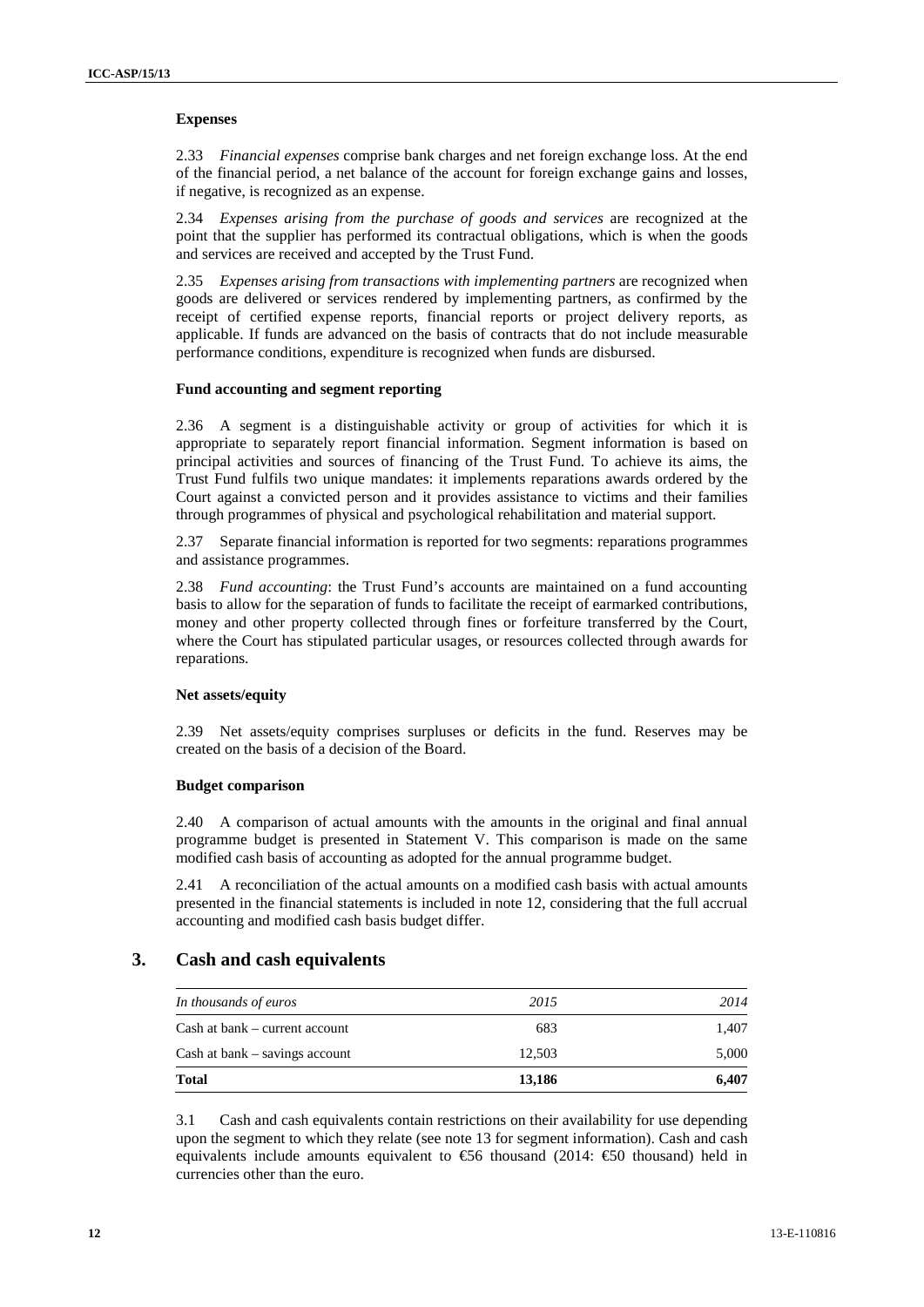### Expenses

2.33 *Financial expenses* comprise bank charges and net foreign exchange loss. At the end of the financial period, a net balance of the account for foreign exchange gains and losses, if negative, is recognized as an expense.

2.34 *Expenses arising from the purchase of goods and services* are recognized at the point that the supplier has performed its contractual obligations, which is when the goods and services are received and accepted by the Trust Fund.

2.35 *Expenses arising from transactions with implementing partners* are recognized when goods are delivered or services rendered by implementing partners, as confirmed by the receipt of certified expense reports, financial reports or project delivery reports, as applicable. If funds are advanced on the basis of contracts that do not include measurable performance conditions, expenditure is recognized when funds are disbursed.

### Fund accounting and segment reporting

2.36 A segment is a distinguishable activity or group of activities for which it is appropriate to separately report financial information. Segment information is based on principal activities and sources of financing of the Trust Fund. To achieve its aims, the Trust Fund fulfils two unique mandates: it implements reparations awards ordered by the Court against a convicted person and it provides assistance to victims and their families through programmes of physical and psychological rehabilitation and material support.

2.37 Separate financial information is reported for two segments: reparations programmes and assistance programmes.

2.38 *Fund accounting*: the Trust Fund's accounts are maintained on a fund accounting basis to allow for the separation of funds to facilitate the receipt of earmarked contributions, money and other property collected through fines or forfeiture transferred by the Court, where the Court has stipulated particular usages, or resources collected through awards for reparations.

### Net assets/equity

2.39 Net assets/equity comprises surpluses or deficits in the fund. Reserves may be created on the basis of a decision of the Board.

### Budget comparison

2.40 A comparison of actual amounts with the amounts in the original and final annual programme budget is presented in Statement V. This comparison is made on the same modified cash basis of accounting as adopted for the annual programme budget.

2.41 A reconciliation of the actual amounts on a modified cash basis with actual amounts presented in the financial statements is included in note 12, considering that the full accrual accounting and modified cash basis budget differ.

## 3. Cash and cash equivalents

| *In thousands of euros* | *2015* | *2014* |
|---|---|---|
| Cash at bank – current account | 683 | 1,407 |
| Cash at bank – savings account | 12,503 | 5,000 |
| **Total** | **13,186** | **6,407** |

3.1 Cash and cash equivalents contain restrictions on their availability for use depending upon the segment to which they relate (see note 13 for segment information). Cash and cash equivalents include amounts equivalent to €56 thousand (2014: €50 thousand) held in currencies other than the euro.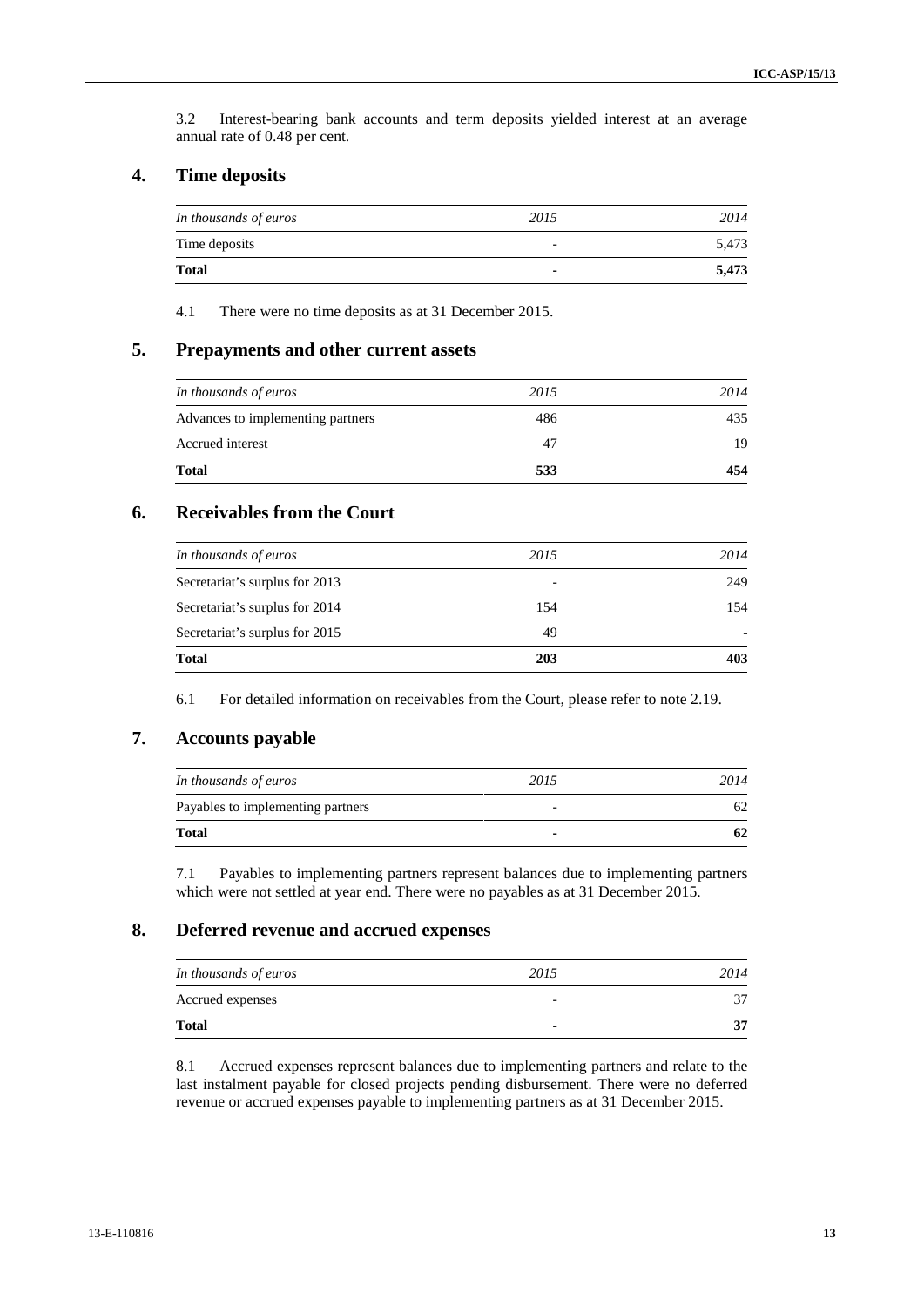3.2 Interest-bearing bank accounts and term deposits yielded interest at an average annual rate of 0.48 per cent.

## 4. Time deposits

| *In thousands of euros* | *2015* | *2014* |
|---|---|---|
| Time deposits | - | 5,473 |
| **Total** | **-** | **5,473** |

4.1 There were no time deposits as at 31 December 2015.

## 5. Prepayments and other current assets

| *In thousands of euros* | *2015* | *2014* |
|---|---|---|
| Advances to implementing partners | 486 | 435 |
| Accrued interest | 47 | 19 |
| **Total** | **533** | **454** |

## 6. Receivables from the Court

| *In thousands of euros* | *2015* | *2014* |
|---|---|---|
| Secretariat's surplus for 2013 | - | 249 |
| Secretariat's surplus for 2014 | 154 | 154 |
| Secretariat's surplus for 2015 | 49 | - |
| **Total** | **203** | **403** |

6.1 For detailed information on receivables from the Court, please refer to note 2.19.

## 7. Accounts payable

| *In thousands of euros* | *2015* | *2014* |
|---|---|---|
| Payables to implementing partners | - | 62 |
| **Total** | **-** | **62** |

7.1 Payables to implementing partners represent balances due to implementing partners which were not settled at year end. There were no payables as at 31 December 2015.

## 8. Deferred revenue and accrued expenses

| *In thousands of euros* | *2015* | *2014* |
|---|---|---|
| Accrued expenses | - | 37 |
| **Total** | **-** | **37** |

8.1 Accrued expenses represent balances due to implementing partners and relate to the last instalment payable for closed projects pending disbursement. There were no deferred revenue or accrued expenses payable to implementing partners as at 31 December 2015.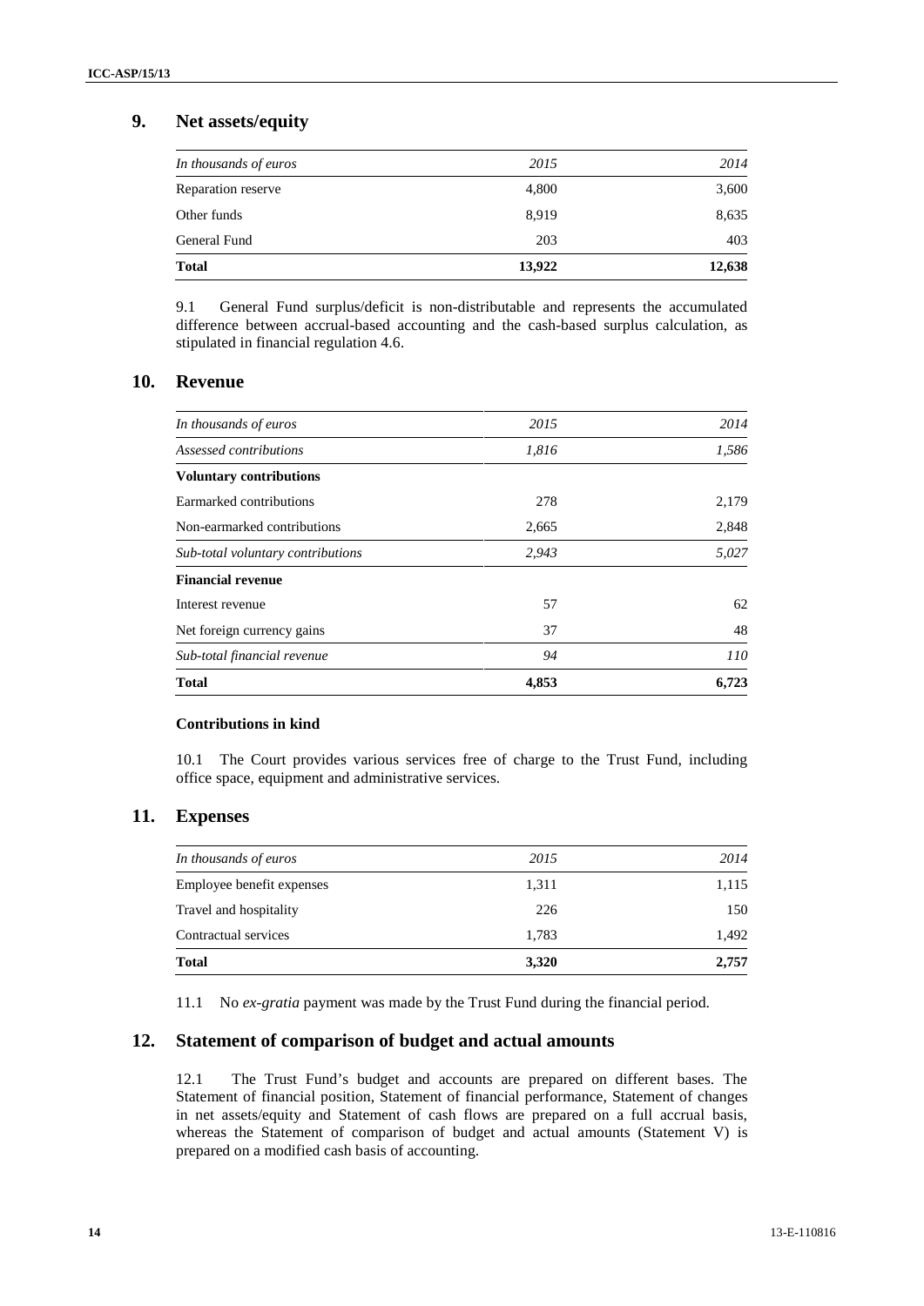## 9. Net assets/equity

| *In thousands of euros* | *2015* | *2014* |
|---|---|---|
| Reparation reserve | 4,800 | 3,600 |
| Other funds | 8,919 | 8,635 |
| General Fund | 203 | 403 |
| **Total** | **13,922** | **12,638** |

9.1 General Fund surplus/deficit is non-distributable and represents the accumulated difference between accrual-based accounting and the cash-based surplus calculation, as stipulated in financial regulation 4.6.

## 10. Revenue

| *In thousands of euros* | *2015* | *2014* |
|---|---|---|
| *Assessed contributions* | *1,816* | *1,586* |
| **Voluntary contributions** | | |
| Earmarked contributions | 278 | 2,179 |
| Non-earmarked contributions | 2,665 | 2,848 |
| *Sub-total voluntary contributions* | *2,943* | *5,027* |
| **Financial revenue** | | |
| Interest revenue | 57 | 62 |
| Net foreign currency gains | 37 | 48 |
| *Sub-total financial revenue* | *94* | *110* |
| **Total** | **4,853** | **6,723** |

**Contributions in kind**

10.1 The Court provides various services free of charge to the Trust Fund, including office space, equipment and administrative services.

## 11. Expenses

| *In thousands of euros* | *2015* | *2014* |
|---|---|---|
| Employee benefit expenses | 1,311 | 1,115 |
| Travel and hospitality | 226 | 150 |
| Contractual services | 1,783 | 1,492 |
| **Total** | **3,320** | **2,757** |

11.1 No *ex-gratia* payment was made by the Trust Fund during the financial period.

## 12. Statement of comparison of budget and actual amounts

12.1 The Trust Fund's budget and accounts are prepared on different bases. The Statement of financial position, Statement of financial performance, Statement of changes in net assets/equity and Statement of cash flows are prepared on a full accrual basis, whereas the Statement of comparison of budget and actual amounts (Statement V) is prepared on a modified cash basis of accounting.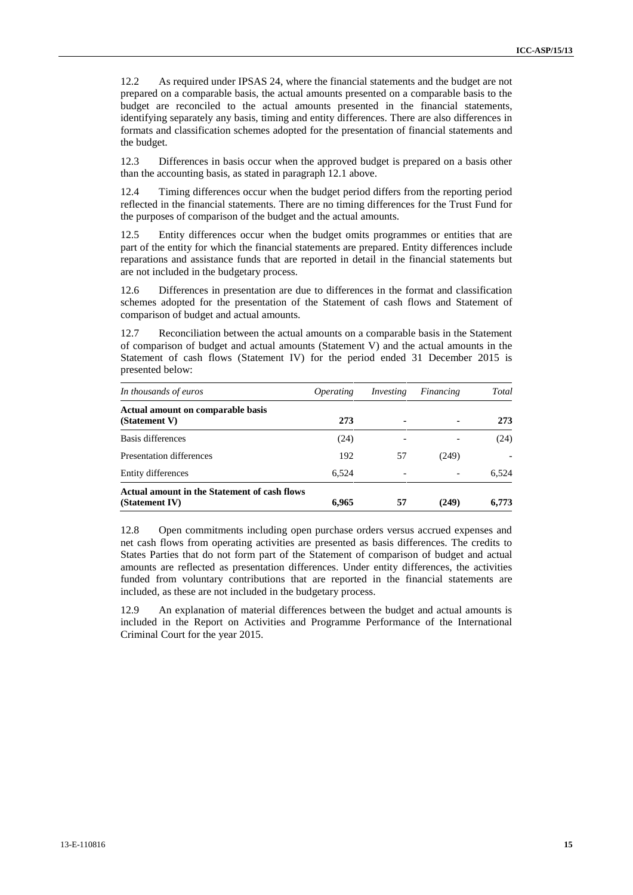12.2 As required under IPSAS 24, where the financial statements and the budget are not prepared on a comparable basis, the actual amounts presented on a comparable basis to the budget are reconciled to the actual amounts presented in the financial statements, identifying separately any basis, timing and entity differences. There are also differences in formats and classification schemes adopted for the presentation of financial statements and the budget.

12.3 Differences in basis occur when the approved budget is prepared on a basis other than the accounting basis, as stated in paragraph 12.1 above.

12.4 Timing differences occur when the budget period differs from the reporting period reflected in the financial statements. There are no timing differences for the Trust Fund for the purposes of comparison of the budget and the actual amounts.

12.5 Entity differences occur when the budget omits programmes or entities that are part of the entity for which the financial statements are prepared. Entity differences include reparations and assistance funds that are reported in detail in the financial statements but are not included in the budgetary process.

12.6 Differences in presentation are due to differences in the format and classification schemes adopted for the presentation of the Statement of cash flows and Statement of comparison of budget and actual amounts.

12.7 Reconciliation between the actual amounts on a comparable basis in the Statement of comparison of budget and actual amounts (Statement V) and the actual amounts in the Statement of cash flows (Statement IV) for the period ended 31 December 2015 is presented below:

| *In thousands of euros* | *Operating* | *Investing* | *Financing* | *Total* |
|---|---|---|---|---|
| **Actual amount on comparable basis (Statement V)** | **273** | **-** | **-** | **273** |
| Basis differences | (24) | - | - | (24) |
| Presentation differences | 192 | 57 | (249) | - |
| Entity differences | 6,524 | - | - | 6,524 |
| **Actual amount in the Statement of cash flows (Statement IV)** | **6,965** | **57** | **(249)** | **6,773** |

12.8 Open commitments including open purchase orders versus accrued expenses and net cash flows from operating activities are presented as basis differences. The credits to States Parties that do not form part of the Statement of comparison of budget and actual amounts are reflected as presentation differences. Under entity differences, the activities funded from voluntary contributions that are reported in the financial statements are included, as these are not included in the budgetary process.

12.9 An explanation of material differences between the budget and actual amounts is included in the Report on Activities and Programme Performance of the International Criminal Court for the year 2015.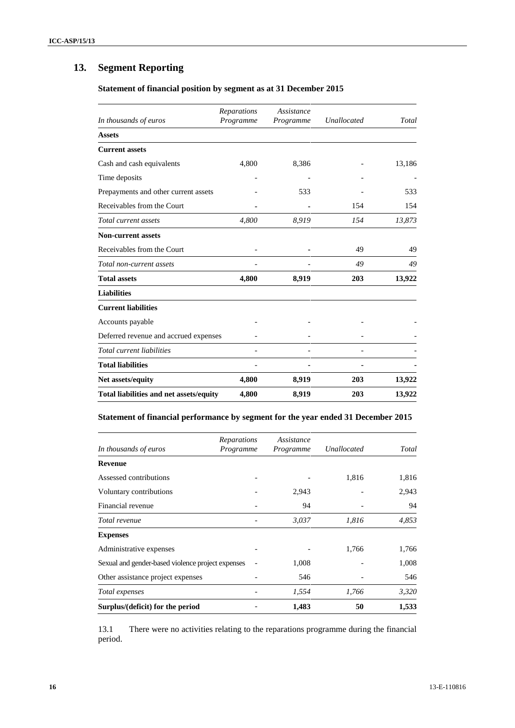## 13. Segment Reporting

### Statement of financial position by segment as at 31 December 2015

| *In thousands of euros* | *Reparations Programme* | *Assistance Programme* | *Unallocated* | *Total* |
|---|---|---|---|---|
| **Assets** | | | | |
| **Current assets** | | | | |
| Cash and cash equivalents | 4,800 | 8,386 | - | 13,186 |
| Time deposits | - | - | - | - |
| Prepayments and other current assets | - | 533 | - | 533 |
| Receivables from the Court | - | - | 154 | 154 |
| *Total current assets* | *4,800* | *8,919* | *154* | *13,873* |
| **Non-current assets** | | | | |
| Receivables from the Court | - | - | 49 | 49 |
| *Total non-current assets* | - | - | *49* | *49* |
| **Total assets** | **4,800** | **8,919** | **203** | **13,922** |
| **Liabilities** | | | | |
| **Current liabilities** | | | | |
| Accounts payable | - | - | - | - |
| Deferred revenue and accrued expenses | - | - | - | - |
| *Total current liabilities* | - | - | - | - |
| **Total liabilities** | - | - | - | - |
| **Net assets/equity** | **4,800** | **8,919** | **203** | **13,922** |
| **Total liabilities and net assets/equity** | **4,800** | **8,919** | **203** | **13,922** |

### Statement of financial performance by segment for the year ended 31 December 2015

| *In thousands of euros* | *Reparations Programme* | *Assistance Programme* | *Unallocated* | *Total* |
|---|---|---|---|---|
| **Revenue** | | | | |
| Assessed contributions | - | - | 1,816 | 1,816 |
| Voluntary contributions | - | 2,943 | - | 2,943 |
| Financial revenue | - | 94 | - | 94 |
| *Total revenue* | - | *3,037* | *1,816* | *4,853* |
| **Expenses** | | | | |
| Administrative expenses | - | - | 1,766 | 1,766 |
| Sexual and gender-based violence project expenses | - | 1,008 | - | 1,008 |
| Other assistance project expenses | - | 546 | - | 546 |
| *Total expenses* | - | *1,554* | *1,766* | *3,320* |
| **Surplus/(deficit) for the period** | - | **1,483** | **50** | **1,533** |

13.1 There were no activities relating to the reparations programme during the financial period.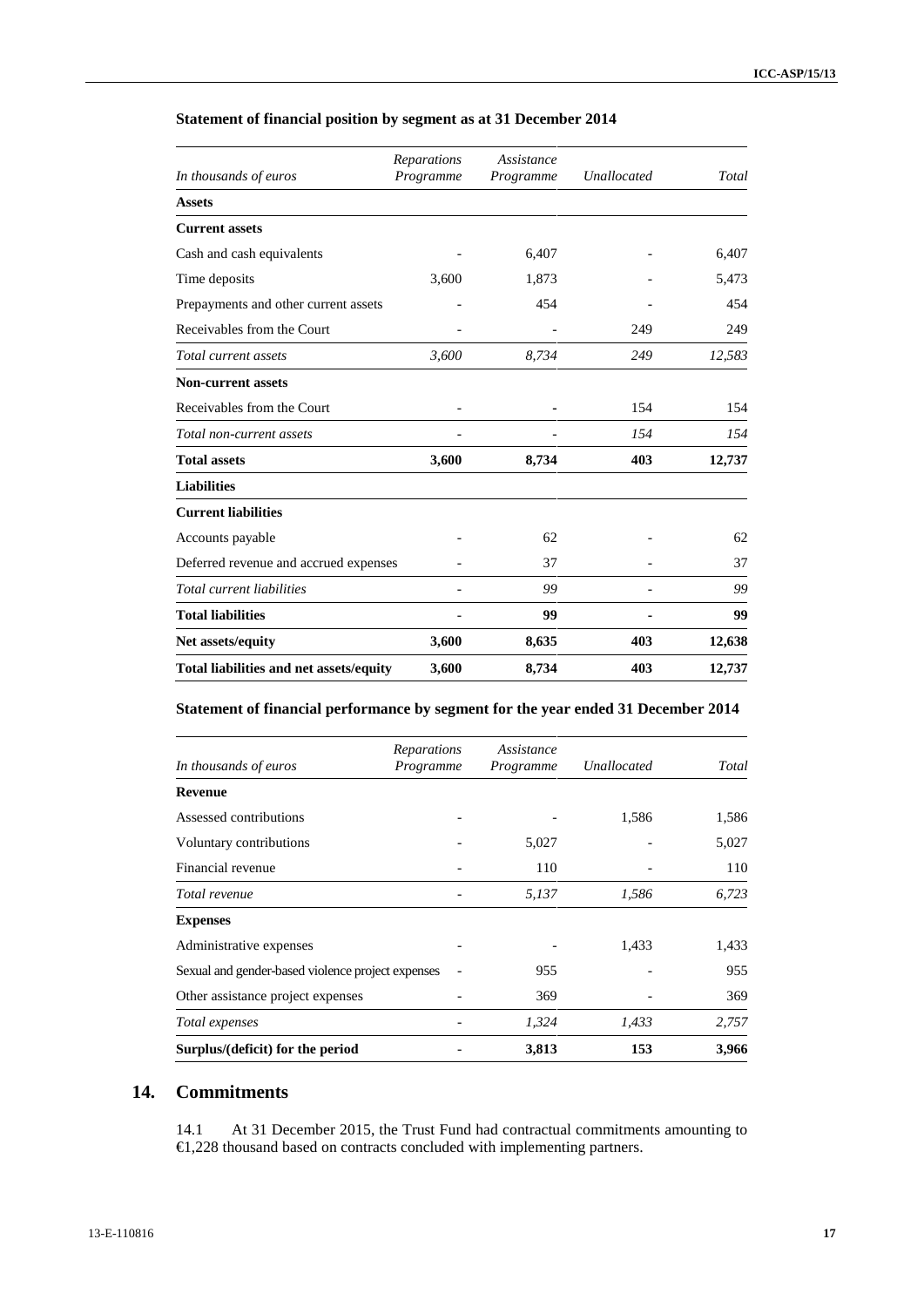**Statement of financial position by segment as at 31 December 2014**

| *In thousands of euros* | *Reparations Programme* | *Assistance Programme* | *Unallocated* | *Total* |
|---|---|---|---|---|
| **Assets** | | | | |
| **Current assets** | | | | |
| Cash and cash equivalents | - | 6,407 | - | 6,407 |
| Time deposits | 3,600 | 1,873 | - | 5,473 |
| Prepayments and other current assets | - | 454 | - | 454 |
| Receivables from the Court | - | - | 249 | 249 |
| *Total current assets* | *3,600* | *8,734* | *249* | *12,583* |
| **Non-current assets** | | | | |
| Receivables from the Court | - | - | 154 | 154 |
| *Total non-current assets* | - | - | *154* | *154* |
| **Total assets** | **3,600** | **8,734** | **403** | **12,737** |
| **Liabilities** | | | | |
| **Current liabilities** | | | | |
| Accounts payable | - | 62 | - | 62 |
| Deferred revenue and accrued expenses | - | 37 | - | 37 |
| *Total current liabilities* | - | *99* | - | *99* |
| **Total liabilities** | - | **99** | - | **99** |
| **Net assets/equity** | **3,600** | **8,635** | **403** | **12,638** |
| **Total liabilities and net assets/equity** | **3,600** | **8,734** | **403** | **12,737** |

**Statement of financial performance by segment for the year ended 31 December 2014**

| *In thousands of euros* | *Reparations Programme* | *Assistance Programme* | *Unallocated* | *Total* |
|---|---|---|---|---|
| **Revenue** | | | | |
| Assessed contributions | - | - | 1,586 | 1,586 |
| Voluntary contributions | - | 5,027 | - | 5,027 |
| Financial revenue | - | 110 | - | 110 |
| *Total revenue* | - | *5,137* | *1,586* | *6,723* |
| **Expenses** | | | | |
| Administrative expenses | - | - | 1,433 | 1,433 |
| Sexual and gender-based violence project expenses | - | 955 | - | 955 |
| Other assistance project expenses | - | 369 | - | 369 |
| *Total expenses* | - | *1,324* | *1,433* | *2,757* |
| **Surplus/(deficit) for the period** | - | **3,813** | **153** | **3,966** |

## 14. Commitments

14.1 At 31 December 2015, the Trust Fund had contractual commitments amounting to €1,228 thousand based on contracts concluded with implementing partners.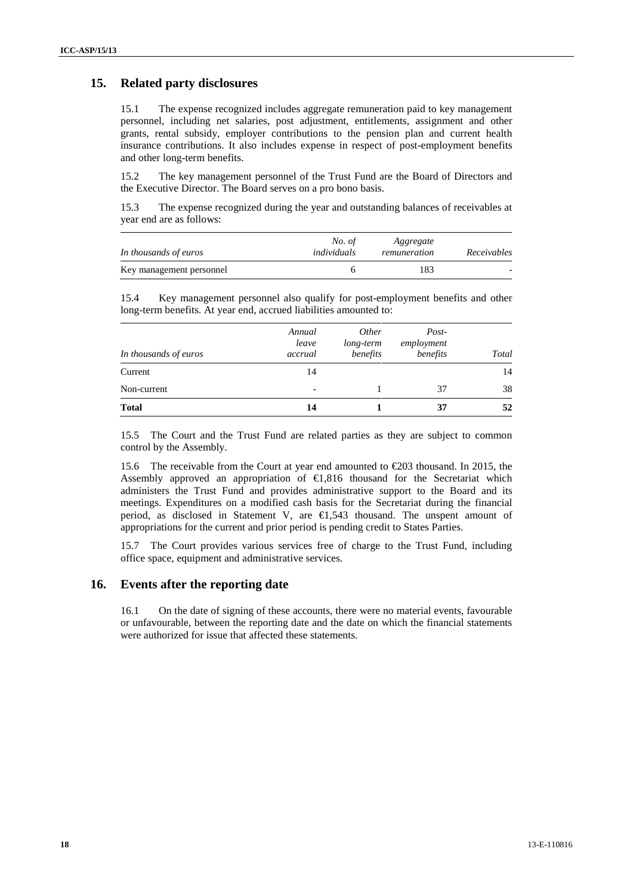## 15. Related party disclosures

15.1 The expense recognized includes aggregate remuneration paid to key management personnel, including net salaries, post adjustment, entitlements, assignment and other grants, rental subsidy, employer contributions to the pension plan and current health insurance contributions. It also includes expense in respect of post-employment benefits and other long-term benefits.

15.2 The key management personnel of the Trust Fund are the Board of Directors and the Executive Director. The Board serves on a pro bono basis.

15.3 The expense recognized during the year and outstanding balances of receivables at year end are as follows:

| *In thousands of euros* | *No. of individuals* | *Aggregate remuneration* | *Receivables* |
|---|---|---|---|
| Key management personnel | 6 | 183 | - |

15.4 Key management personnel also qualify for post-employment benefits and other long-term benefits. At year end, accrued liabilities amounted to:

| *In thousands of euros* | *Annual leave accrual* | *Other long-term benefits* | *Post-employment benefits* | *Total* |
|---|---|---|---|---|
| Current | 14 | | | 14 |
| Non-current | - | 1 | 37 | 38 |
| **Total** | **14** | **1** | **37** | **52** |

15.5 The Court and the Trust Fund are related parties as they are subject to common control by the Assembly.

15.6 The receivable from the Court at year end amounted to €203 thousand. In 2015, the Assembly approved an appropriation of €1,816 thousand for the Secretariat which administers the Trust Fund and provides administrative support to the Board and its meetings. Expenditures on a modified cash basis for the Secretariat during the financial period, as disclosed in Statement V, are €1,543 thousand. The unspent amount of appropriations for the current and prior period is pending credit to States Parties.

15.7 The Court provides various services free of charge to the Trust Fund, including office space, equipment and administrative services.

## 16. Events after the reporting date

16.1 On the date of signing of these accounts, there were no material events, favourable or unfavourable, between the reporting date and the date on which the financial statements were authorized for issue that affected these statements.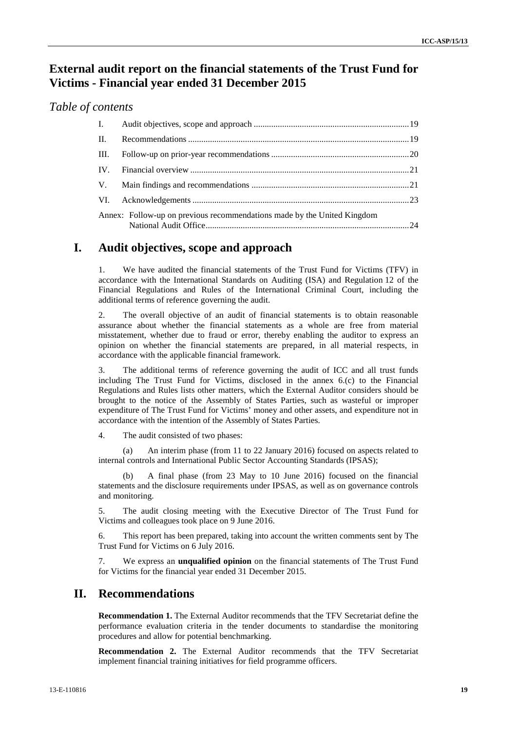# External audit report on the financial statements of the Trust Fund for Victims - Financial year ended 31 December 2015

## *Table of contents*

| | | |
|---|---|---|
| I. | Audit objectives, scope and approach | 19 |
| II. | Recommendations | 19 |
| III. | Follow-up on prior-year recommendations | 20 |
| IV. | Financial overview | 21 |
| V. | Main findings and recommendations | 21 |
| VI. | Acknowledgements | 23 |
| Annex: | Follow-up on previous recommendations made by the United Kingdom National Audit Office | 24 |

# I. Audit objectives, scope and approach

1. We have audited the financial statements of the Trust Fund for Victims (TFV) in accordance with the International Standards on Auditing (ISA) and Regulation 12 of the Financial Regulations and Rules of the International Criminal Court, including the additional terms of reference governing the audit.

2. The overall objective of an audit of financial statements is to obtain reasonable assurance about whether the financial statements as a whole are free from material misstatement, whether due to fraud or error, thereby enabling the auditor to express an opinion on whether the financial statements are prepared, in all material respects, in accordance with the applicable financial framework.

3. The additional terms of reference governing the audit of ICC and all trust funds including The Trust Fund for Victims, disclosed in the annex 6.(c) to the Financial Regulations and Rules lists other matters, which the External Auditor considers should be brought to the notice of the Assembly of States Parties, such as wasteful or improper expenditure of The Trust Fund for Victims' money and other assets, and expenditure not in accordance with the intention of the Assembly of States Parties.

4. The audit consisted of two phases:

(a) An interim phase (from 11 to 22 January 2016) focused on aspects related to internal controls and International Public Sector Accounting Standards (IPSAS);

(b) A final phase (from 23 May to 10 June 2016) focused on the financial statements and the disclosure requirements under IPSAS, as well as on governance controls and monitoring.

5. The audit closing meeting with the Executive Director of The Trust Fund for Victims and colleagues took place on 9 June 2016.

6. This report has been prepared, taking into account the written comments sent by The Trust Fund for Victims on 6 July 2016.

7. We express an **unqualified opinion** on the financial statements of The Trust Fund for Victims for the financial year ended 31 December 2015.

# II. Recommendations

**Recommendation 1.** The External Auditor recommends that the TFV Secretariat define the performance evaluation criteria in the tender documents to standardise the monitoring procedures and allow for potential benchmarking.

**Recommendation 2.** The External Auditor recommends that the TFV Secretariat implement financial training initiatives for field programme officers.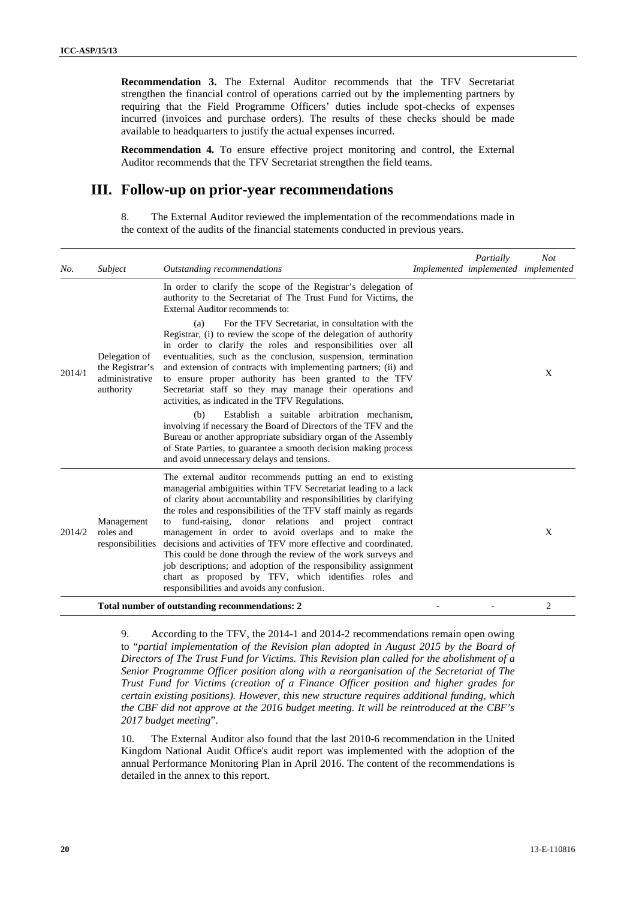**Recommendation 3.** The External Auditor recommends that the TFV Secretariat strengthen the financial control of operations carried out by the implementing partners by requiring that the Field Programme Officers' duties include spot-checks of expenses incurred (invoices and purchase orders). The results of these checks should be made available to headquarters to justify the actual expenses incurred.

**Recommendation 4.** To ensure effective project monitoring and control, the External Auditor recommends that the TFV Secretariat strengthen the field teams.

## III. Follow-up on prior-year recommendations

8. The External Auditor reviewed the implementation of the recommendations made in the context of the audits of the financial statements conducted in previous years.

| *No.* | *Subject* | *Outstanding recommendations* | *Implemented* | *Partially implemented* | *Not implemented* |
|---|---|---|---|---|---|
| 2014/1 | Delegation of the Registrar's administrative authority | In order to clarify the scope of the Registrar's delegation of authority to the Secretariat of The Trust Fund for Victims, the External Auditor recommends to: (a) For the TFV Secretariat, in consultation with the Registrar, (i) to review the scope of the delegation of authority in order to clarify the roles and responsibilities over all eventualities, such as the conclusion, suspension, termination and extension of contracts with implementing partners; (ii) and to ensure proper authority has been granted to the TFV Secretariat staff so they may manage their operations and activities, as indicated in the TFV Regulations. (b) Establish a suitable arbitration mechanism, involving if necessary the Board of Directors of the TFV and the Bureau or another appropriate subsidiary organ of the Assembly of State Parties, to guarantee a smooth decision making process and avoid unnecessary delays and tensions. | | | X |
| 2014/2 | Management roles and responsibilities | The external auditor recommends putting an end to existing managerial ambiguities within TFV Secretariat leading to a lack of clarity about accountability and responsibilities by clarifying the roles and responsibilities of the TFV staff mainly as regards to fund-raising, donor relations and project contract management in order to avoid overlaps and to make the decisions and activities of TFV more effective and coordinated. This could be done through the review of the work surveys and job descriptions; and adoption of the responsibility assignment chart as proposed by TFV, which identifies roles and responsibilities and avoids any confusion. | | | X |
| | | **Total number of outstanding recommendations: 2** | - | - | 2 |

9. According to the TFV, the 2014-1 and 2014-2 recommendations remain open owing to "*partial implementation of the Revision plan adopted in August 2015 by the Board of Directors of The Trust Fund for Victims. This Revision plan called for the abolishment of a Senior Programme Officer position along with a reorganisation of the Secretariat of The Trust Fund for Victims (creation of a Finance Officer position and higher grades for certain existing positions). However, this new structure requires additional funding, which the CBF did not approve at the 2016 budget meeting. It will be reintroduced at the CBF's 2017 budget meeting*".

10. The External Auditor also found that the last 2010-6 recommendation in the United Kingdom National Audit Office's audit report was implemented with the adoption of the annual Performance Monitoring Plan in April 2016. The content of the recommendations is detailed in the annex to this report.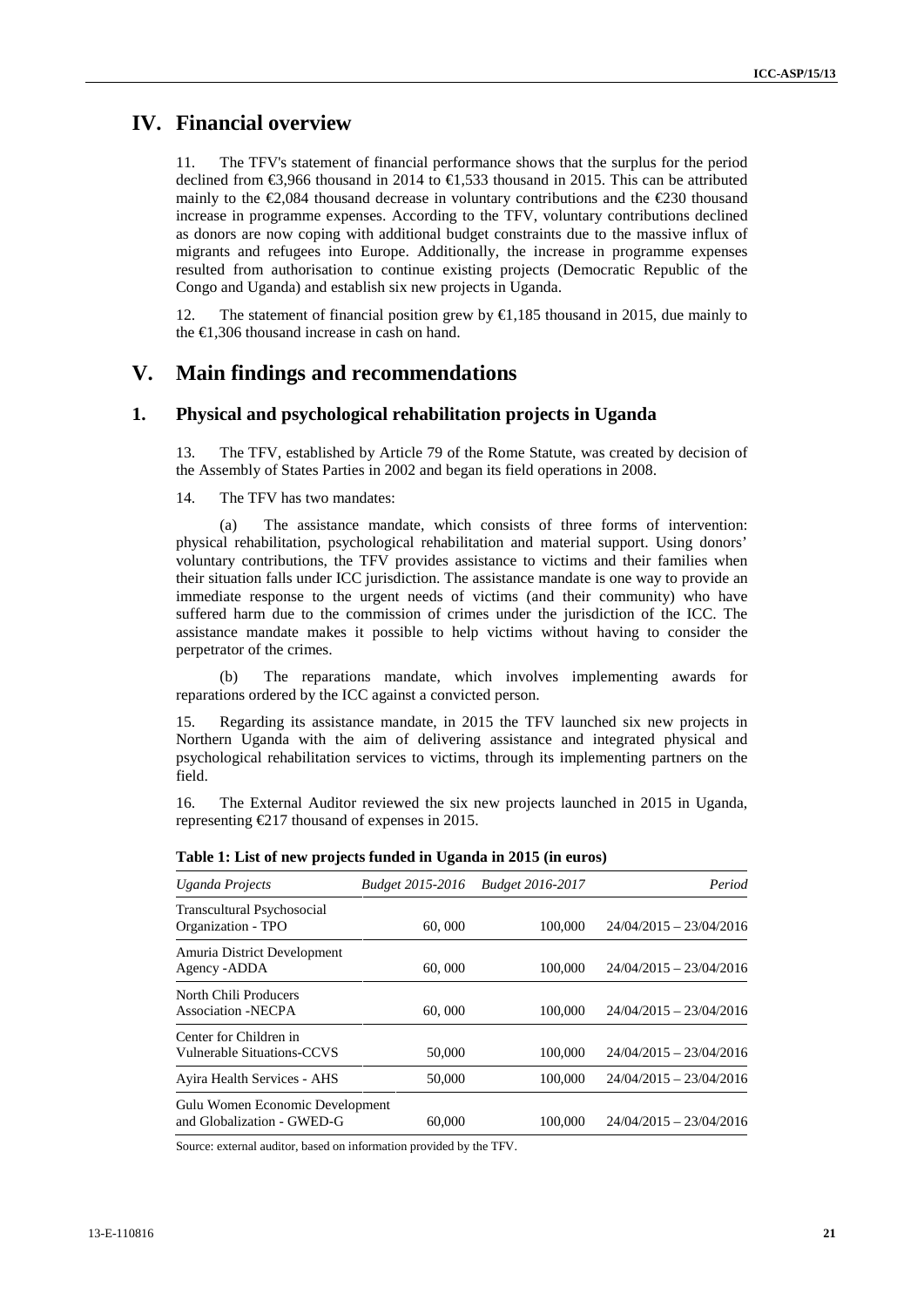# IV. Financial overview

11. The TFV's statement of financial performance shows that the surplus for the period declined from €3,966 thousand in 2014 to €1,533 thousand in 2015. This can be attributed mainly to the €2,084 thousand decrease in voluntary contributions and the €230 thousand increase in programme expenses. According to the TFV, voluntary contributions declined as donors are now coping with additional budget constraints due to the massive influx of migrants and refugees into Europe. Additionally, the increase in programme expenses resulted from authorisation to continue existing projects (Democratic Republic of the Congo and Uganda) and establish six new projects in Uganda.

12. The statement of financial position grew by €1,185 thousand in 2015, due mainly to the €1,306 thousand increase in cash on hand.

# V. Main findings and recommendations

## 1. Physical and psychological rehabilitation projects in Uganda

13. The TFV, established by Article 79 of the Rome Statute, was created by decision of the Assembly of States Parties in 2002 and began its field operations in 2008.

14. The TFV has two mandates:

(a) The assistance mandate, which consists of three forms of intervention: physical rehabilitation, psychological rehabilitation and material support. Using donors' voluntary contributions, the TFV provides assistance to victims and their families when their situation falls under ICC jurisdiction. The assistance mandate is one way to provide an immediate response to the urgent needs of victims (and their community) who have suffered harm due to the commission of crimes under the jurisdiction of the ICC. The assistance mandate makes it possible to help victims without having to consider the perpetrator of the crimes.

(b) The reparations mandate, which involves implementing awards for reparations ordered by the ICC against a convicted person.

15. Regarding its assistance mandate, in 2015 the TFV launched six new projects in Northern Uganda with the aim of delivering assistance and integrated physical and psychological rehabilitation services to victims, through its implementing partners on the field.

16. The External Auditor reviewed the six new projects launched in 2015 in Uganda, representing €217 thousand of expenses in 2015.

**Table 1: List of new projects funded in Uganda in 2015 (in euros)**

| *Uganda Projects* | *Budget 2015-2016* | *Budget 2016-2017* | *Period* |
|---|---|---|---|
| Transcultural Psychosocial Organization - TPO | 60, 000 | 100,000 | 24/04/2015 – 23/04/2016 |
| Amuria District Development Agency -ADDA | 60, 000 | 100,000 | 24/04/2015 – 23/04/2016 |
| North Chili Producers Association -NECPA | 60, 000 | 100,000 | 24/04/2015 – 23/04/2016 |
| Center for Children in Vulnerable Situations-CCVS | 50,000 | 100,000 | 24/04/2015 – 23/04/2016 |
| Ayira Health Services - AHS | 50,000 | 100,000 | 24/04/2015 – 23/04/2016 |
| Gulu Women Economic Development and Globalization - GWED-G | 60,000 | 100,000 | 24/04/2015 – 23/04/2016 |

Source: external auditor, based on information provided by the TFV.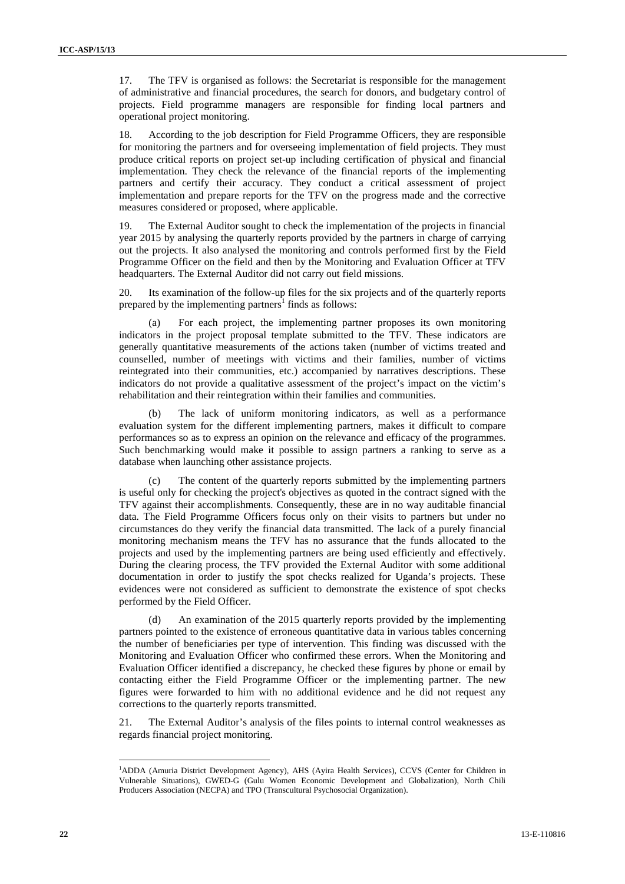17. The TFV is organised as follows: the Secretariat is responsible for the management of administrative and financial procedures, the search for donors, and budgetary control of projects. Field programme managers are responsible for finding local partners and operational project monitoring.

18. According to the job description for Field Programme Officers, they are responsible for monitoring the partners and for overseeing implementation of field projects. They must produce critical reports on project set-up including certification of physical and financial implementation. They check the relevance of the financial reports of the implementing partners and certify their accuracy. They conduct a critical assessment of project implementation and prepare reports for the TFV on the progress made and the corrective measures considered or proposed, where applicable.

19. The External Auditor sought to check the implementation of the projects in financial year 2015 by analysing the quarterly reports provided by the partners in charge of carrying out the projects. It also analysed the monitoring and controls performed first by the Field Programme Officer on the field and then by the Monitoring and Evaluation Officer at TFV headquarters. The External Auditor did not carry out field missions.

20. Its examination of the follow-up files for the six projects and of the quarterly reports prepared by the implementing partners[1] finds as follows:

(a) For each project, the implementing partner proposes its own monitoring indicators in the project proposal template submitted to the TFV. These indicators are generally quantitative measurements of the actions taken (number of victims treated and counselled, number of meetings with victims and their families, number of victims reintegrated into their communities, etc.) accompanied by narratives descriptions. These indicators do not provide a qualitative assessment of the project's impact on the victim's rehabilitation and their reintegration within their families and communities.

(b) The lack of uniform monitoring indicators, as well as a performance evaluation system for the different implementing partners, makes it difficult to compare performances so as to express an opinion on the relevance and efficacy of the programmes. Such benchmarking would make it possible to assign partners a ranking to serve as a database when launching other assistance projects.

(c) The content of the quarterly reports submitted by the implementing partners is useful only for checking the project's objectives as quoted in the contract signed with the TFV against their accomplishments. Consequently, these are in no way auditable financial data. The Field Programme Officers focus only on their visits to partners but under no circumstances do they verify the financial data transmitted. The lack of a purely financial monitoring mechanism means the TFV has no assurance that the funds allocated to the projects and used by the implementing partners are being used efficiently and effectively. During the clearing process, the TFV provided the External Auditor with some additional documentation in order to justify the spot checks realized for Uganda's projects. These evidences were not considered as sufficient to demonstrate the existence of spot checks performed by the Field Officer.

(d) An examination of the 2015 quarterly reports provided by the implementing partners pointed to the existence of erroneous quantitative data in various tables concerning the number of beneficiaries per type of intervention. This finding was discussed with the Monitoring and Evaluation Officer who confirmed these errors. When the Monitoring and Evaluation Officer identified a discrepancy, he checked these figures by phone or email by contacting either the Field Programme Officer or the implementing partner. The new figures were forwarded to him with no additional evidence and he did not request any corrections to the quarterly reports transmitted.

21. The External Auditor's analysis of the files points to internal control weaknesses as regards financial project monitoring.

[1]ADDA (Amuria District Development Agency), AHS (Ayira Health Services), CCVS (Center for Children in Vulnerable Situations), GWED-G (Gulu Women Economic Development and Globalization), North Chili Producers Association (NECPA) and TPO (Transcultural Psychosocial Organization).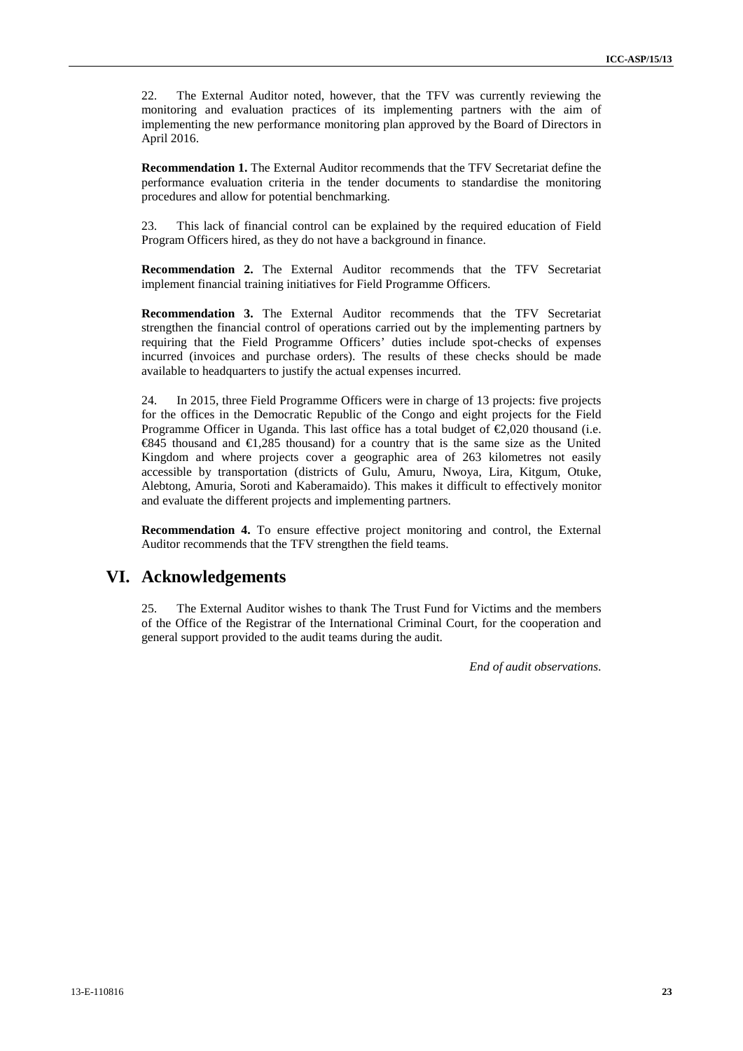22. The External Auditor noted, however, that the TFV was currently reviewing the monitoring and evaluation practices of its implementing partners with the aim of implementing the new performance monitoring plan approved by the Board of Directors in April 2016.

**Recommendation 1.** The External Auditor recommends that the TFV Secretariat define the performance evaluation criteria in the tender documents to standardise the monitoring procedures and allow for potential benchmarking.

23. This lack of financial control can be explained by the required education of Field Program Officers hired, as they do not have a background in finance.

**Recommendation 2.** The External Auditor recommends that the TFV Secretariat implement financial training initiatives for Field Programme Officers.

**Recommendation 3.** The External Auditor recommends that the TFV Secretariat strengthen the financial control of operations carried out by the implementing partners by requiring that the Field Programme Officers' duties include spot-checks of expenses incurred (invoices and purchase orders). The results of these checks should be made available to headquarters to justify the actual expenses incurred.

24. In 2015, three Field Programme Officers were in charge of 13 projects: five projects for the offices in the Democratic Republic of the Congo and eight projects for the Field Programme Officer in Uganda. This last office has a total budget of €2,020 thousand (i.e. €845 thousand and €1,285 thousand) for a country that is the same size as the United Kingdom and where projects cover a geographic area of 263 kilometres not easily accessible by transportation (districts of Gulu, Amuru, Nwoya, Lira, Kitgum, Otuke, Alebtong, Amuria, Soroti and Kaberamaido). This makes it difficult to effectively monitor and evaluate the different projects and implementing partners.

**Recommendation 4.** To ensure effective project monitoring and control, the External Auditor recommends that the TFV strengthen the field teams.

# VI. Acknowledgements

25. The External Auditor wishes to thank The Trust Fund for Victims and the members of the Office of the Registrar of the International Criminal Court, for the cooperation and general support provided to the audit teams during the audit.

*End of audit observations*.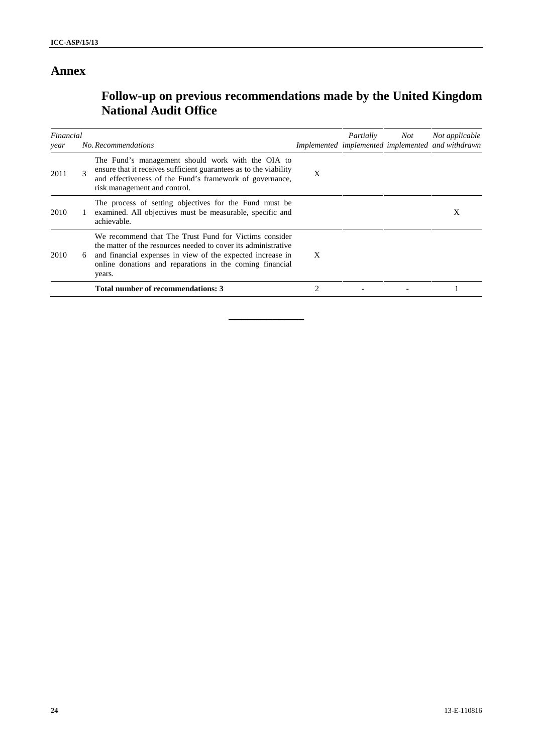# Annex

## Follow-up on previous recommendations made by the United Kingdom National Audit Office

| *Financial year* | *No.* | *Recommendations* | *Implemented* | *Partially implemented* | *Not implemented* | *Not applicable and withdrawn* |
|---|---|---|---|---|---|---|
| 2011 | 3 | The Fund's management should work with the OIA to ensure that it receives sufficient guarantees as to the viability and effectiveness of the Fund's framework of governance, risk management and control. | X | | | |
| 2010 | 1 | The process of setting objectives for the Fund must be examined. All objectives must be measurable, specific and achievable. | | | | X |
| 2010 | 6 | We recommend that The Trust Fund for Victims consider the matter of the resources needed to cover its administrative and financial expenses in view of the expected increase in online donations and reparations in the coming financial years. | X | | | |
| | | **Total number of recommendations: 3** | 2 | - | - | 1 |